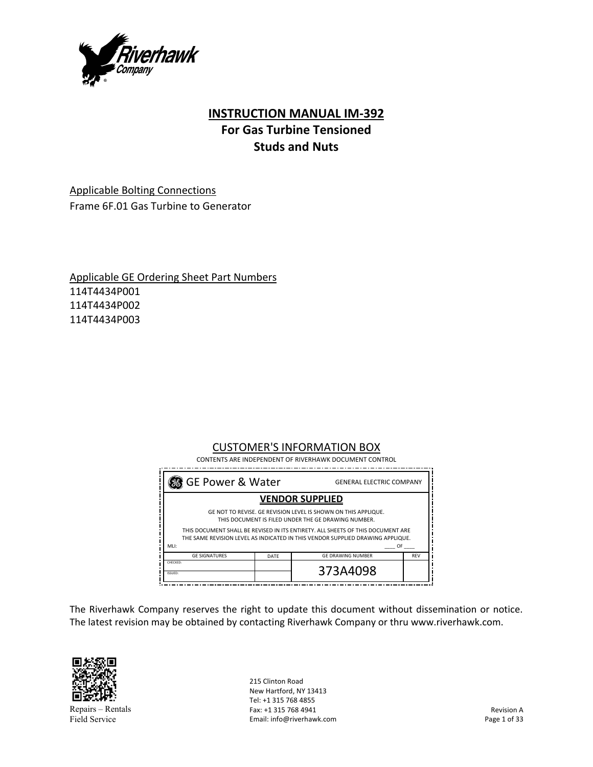# INSTRUCTION MANUAL IM-392

## For Gas Turbine Tensioned Studs and Nuts

Applicable Bolting Connections

Frame 6F.01 Gas Turbine to Generator

Applicable GE Ordering Sheet Part Numbers

114T4434P001
114T4434P002
114T4434P003

### CUSTOMER'S INFORMATION BOX

CONTENTS ARE INDEPENDENT OF RIVERHAWK DOCUMENT CONTROL

| GE Power & Water | | GENERAL ELECTRIC COMPANY | |
|---|---|---|---|
| **VENDOR SUPPLIED** | | | |
| GE NOT TO REVISE. GE REVISION LEVEL IS SHOWN ON THIS APPLIQUE. THIS DOCUMENT IS FILED UNDER THE GE DRAWING NUMBER. THIS DOCUMENT SHALL BE REVISED IN ITS ENTIRETY. ALL SHEETS OF THIS DOCUMENT ARE THE SAME REVISION LEVEL AS INDICATED IN THIS VENDOR SUPPLIED DRAWING APPLIQUE. MLI: ____ OF ____ | | | |
| GE SIGNATURES | DATE | GE DRAWING NUMBER | REV |
| CHECKED: | | 373A4098 | |
| ISSUED: | | | |

The Riverhawk Company reserves the right to update this document without dissemination or notice. The latest revision may be obtained by contacting Riverhawk Company or thru www.riverhawk.com.

Repairs – Rentals
Field Service

215 Clinton Road
New Hartford, NY 13413
Tel: +1 315 768 4855
Fax: +1 315 768 4941
Email: info@riverhawk.com

Revision A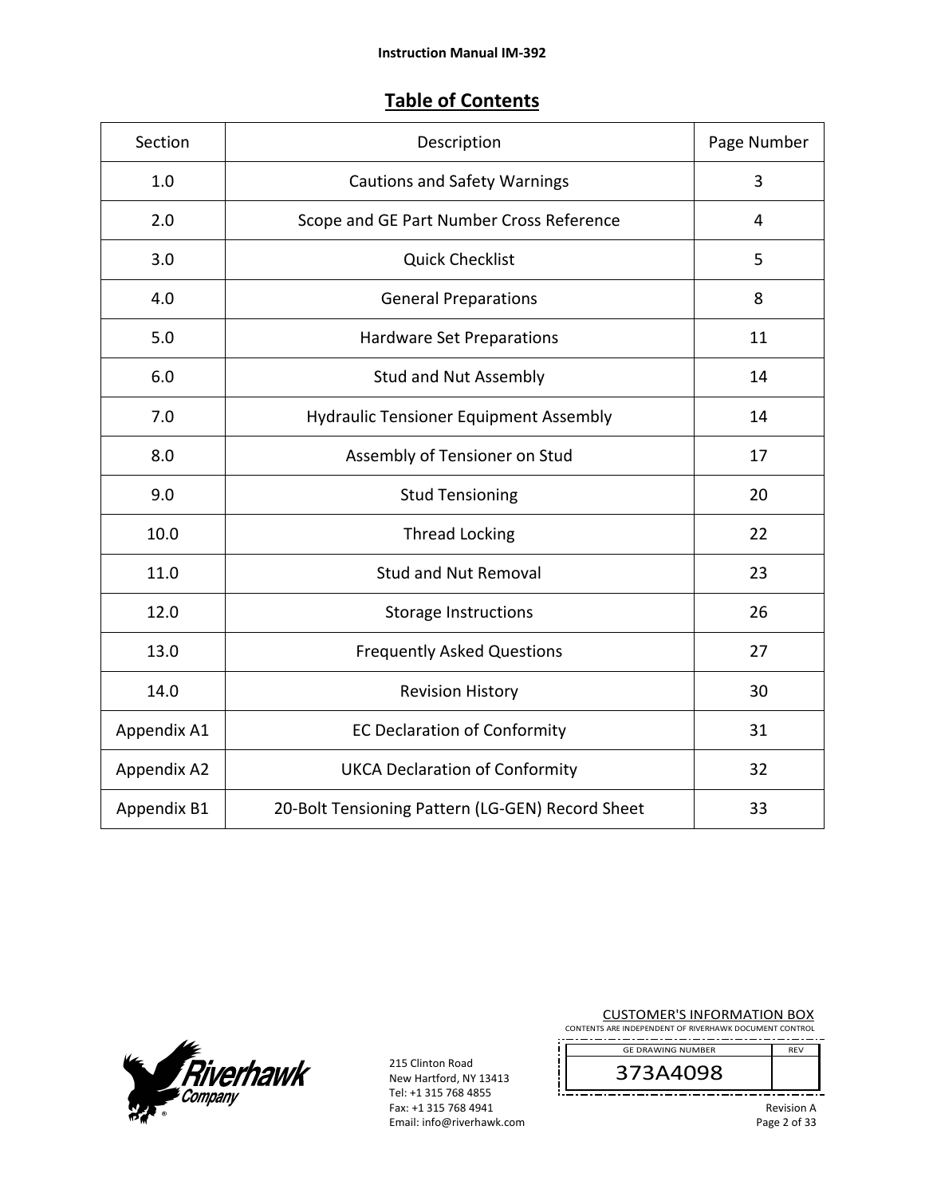# Table of Contents

| Section | Description | Page Number |
|---|---|---|
| 1.0 | Cautions and Safety Warnings | 3 |
| 2.0 | Scope and GE Part Number Cross Reference | 4 |
| 3.0 | Quick Checklist | 5 |
| 4.0 | General Preparations | 8 |
| 5.0 | Hardware Set Preparations | 11 |
| 6.0 | Stud and Nut Assembly | 14 |
| 7.0 | Hydraulic Tensioner Equipment Assembly | 14 |
| 8.0 | Assembly of Tensioner on Stud | 17 |
| 9.0 | Stud Tensioning | 20 |
| 10.0 | Thread Locking | 22 |
| 11.0 | Stud and Nut Removal | 23 |
| 12.0 | Storage Instructions | 26 |
| 13.0 | Frequently Asked Questions | 27 |
| 14.0 | Revision History | 30 |
| Appendix A1 | EC Declaration of Conformity | 31 |
| Appendix A2 | UKCA Declaration of Conformity | 32 |
| Appendix B1 | 20-Bolt Tensioning Pattern (LG-GEN) Record Sheet | 33 |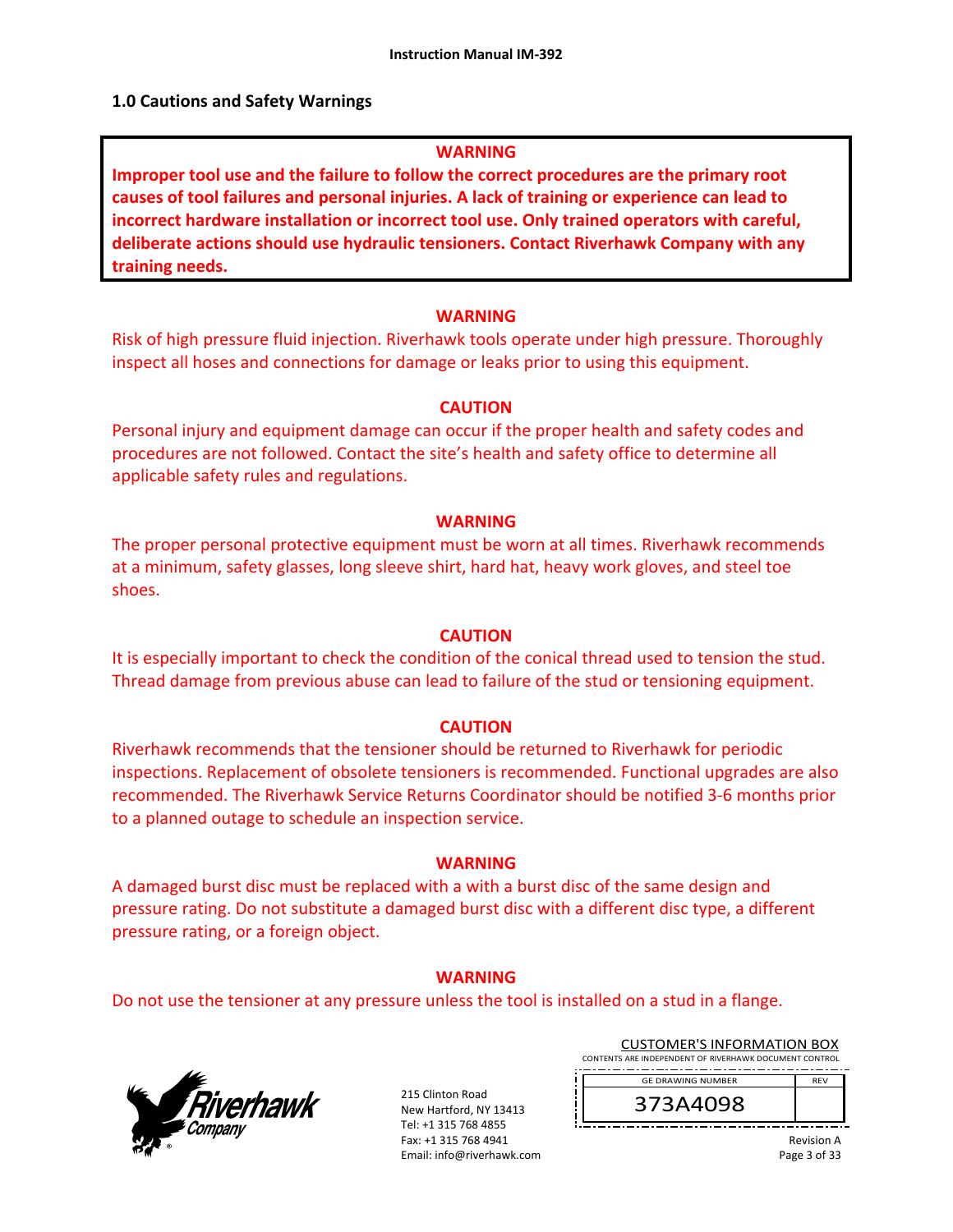## 1.0 Cautions and Safety Warnings

**WARNING**

**Improper tool use and the failure to follow the correct procedures are the primary root causes of tool failures and personal injuries. A lack of training or experience can lead to incorrect hardware installation or incorrect tool use. Only trained operators with careful, deliberate actions should use hydraulic tensioners. Contact Riverhawk Company with any training needs.**

**WARNING**

Risk of high pressure fluid injection. Riverhawk tools operate under high pressure. Thoroughly inspect all hoses and connections for damage or leaks prior to using this equipment.

**CAUTION**

Personal injury and equipment damage can occur if the proper health and safety codes and procedures are not followed. Contact the site's health and safety office to determine all applicable safety rules and regulations.

**WARNING**

The proper personal protective equipment must be worn at all times. Riverhawk recommends at a minimum, safety glasses, long sleeve shirt, hard hat, heavy work gloves, and steel toe shoes.

**CAUTION**

It is especially important to check the condition of the conical thread used to tension the stud. Thread damage from previous abuse can lead to failure of the stud or tensioning equipment.

**CAUTION**

Riverhawk recommends that the tensioner should be returned to Riverhawk for periodic inspections. Replacement of obsolete tensioners is recommended. Functional upgrades are also recommended. The Riverhawk Service Returns Coordinator should be notified 3-6 months prior to a planned outage to schedule an inspection service.

**WARNING**

A damaged burst disc must be replaced with a with a burst disc of the same design and pressure rating. Do not substitute a damaged burst disc with a different disc type, a different pressure rating, or a foreign object.

**WARNING**

Do not use the tensioner at any pressure unless the tool is installed on a stud in a flange.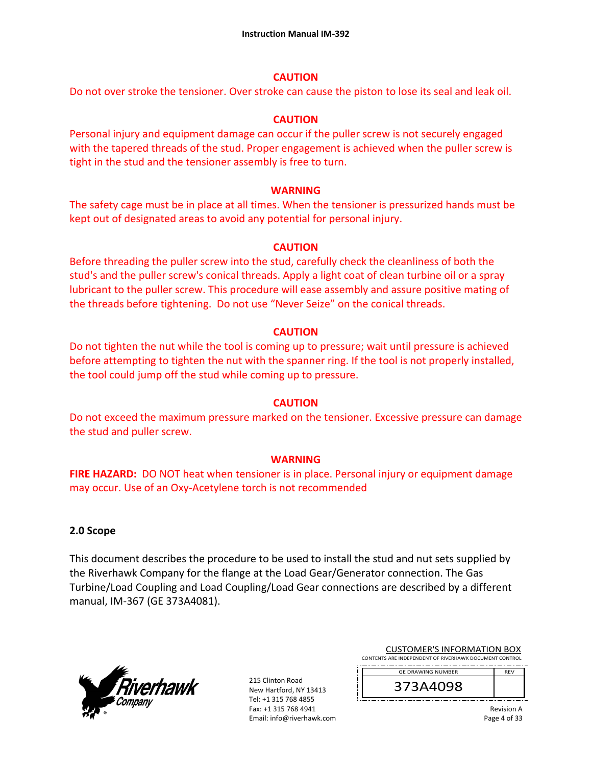**CAUTION**

Do not over stroke the tensioner. Over stroke can cause the piston to lose its seal and leak oil.

**CAUTION**

Personal injury and equipment damage can occur if the puller screw is not securely engaged with the tapered threads of the stud. Proper engagement is achieved when the puller screw is tight in the stud and the tensioner assembly is free to turn.

**WARNING**

The safety cage must be in place at all times. When the tensioner is pressurized hands must be kept out of designated areas to avoid any potential for personal injury.

**CAUTION**

Before threading the puller screw into the stud, carefully check the cleanliness of both the stud's and the puller screw's conical threads. Apply a light coat of clean turbine oil or a spray lubricant to the puller screw. This procedure will ease assembly and assure positive mating of the threads before tightening. Do not use "Never Seize" on the conical threads.

**CAUTION**

Do not tighten the nut while the tool is coming up to pressure; wait until pressure is achieved before attempting to tighten the nut with the spanner ring. If the tool is not properly installed, the tool could jump off the stud while coming up to pressure.

**CAUTION**

Do not exceed the maximum pressure marked on the tensioner. Excessive pressure can damage the stud and puller screw.

**WARNING**

**FIRE HAZARD:** DO NOT heat when tensioner is in place. Personal injury or equipment damage may occur. Use of an Oxy-Acetylene torch is not recommended

## 2.0 Scope

This document describes the procedure to be used to install the stud and nut sets supplied by the Riverhawk Company for the flange at the Load Gear/Generator connection. The Gas Turbine/Load Coupling and Load Coupling/Load Gear connections are described by a different manual, IM-367 (GE 373A4081).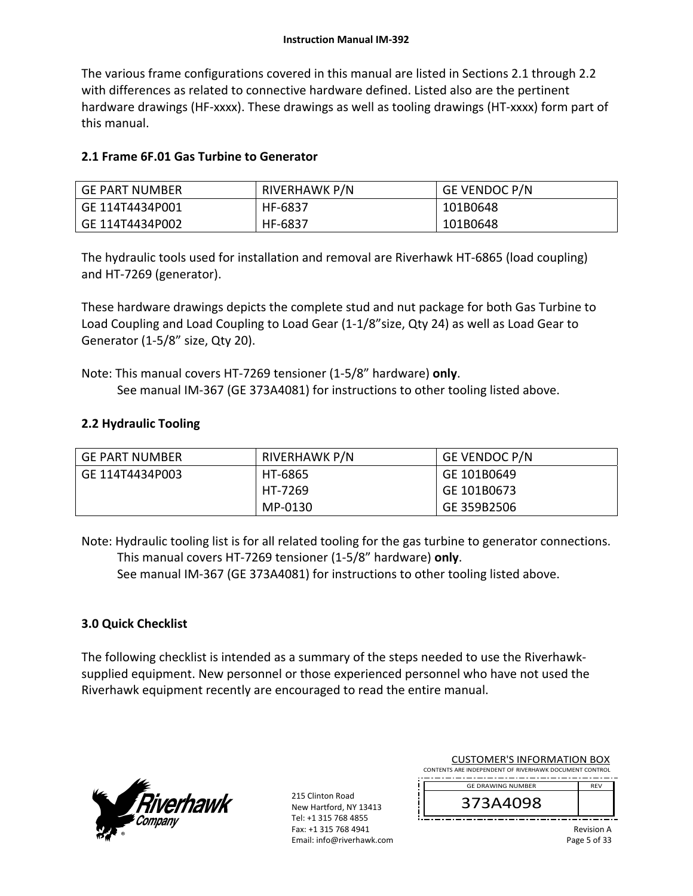The various frame configurations covered in this manual are listed in Sections 2.1 through 2.2 with differences as related to connective hardware defined. Listed also are the pertinent hardware drawings (HF-xxxx). These drawings as well as tooling drawings (HT-xxxx) form part of this manual.

## 2.1 Frame 6F.01 Gas Turbine to Generator

| GE PART NUMBER | RIVERHAWK P/N | GE VENDOC P/N |
|---|---|---|
| GE 114T4434P001<br>GE 114T4434P002 | HF-6837<br>HF-6837 | 101B0648<br>101B0648 |

The hydraulic tools used for installation and removal are Riverhawk HT-6865 (load coupling) and HT-7269 (generator).

These hardware drawings depicts the complete stud and nut package for both Gas Turbine to Load Coupling and Load Coupling to Load Gear (1-1/8"size, Qty 24) as well as Load Gear to Generator (1-5/8" size, Qty 20).

Note: This manual covers HT-7269 tensioner (1-5/8" hardware) **only**.
See manual IM-367 (GE 373A4081) for instructions to other tooling listed above.

## 2.2 Hydraulic Tooling

| GE PART NUMBER | RIVERHAWK P/N | GE VENDOC P/N |
|---|---|---|
| GE 114T4434P003 | HT-6865<br>HT-7269<br>MP-0130 | GE 101B0649<br>GE 101B0673<br>GE 359B2506 |

Note: Hydraulic tooling list is for all related tooling for the gas turbine to generator connections.
This manual covers HT-7269 tensioner (1-5/8" hardware) **only**.
See manual IM-367 (GE 373A4081) for instructions to other tooling listed above.

# 3.0 Quick Checklist

The following checklist is intended as a summary of the steps needed to use the Riverhawk-supplied equipment. New personnel or those experienced personnel who have not used the Riverhawk equipment recently are encouraged to read the entire manual.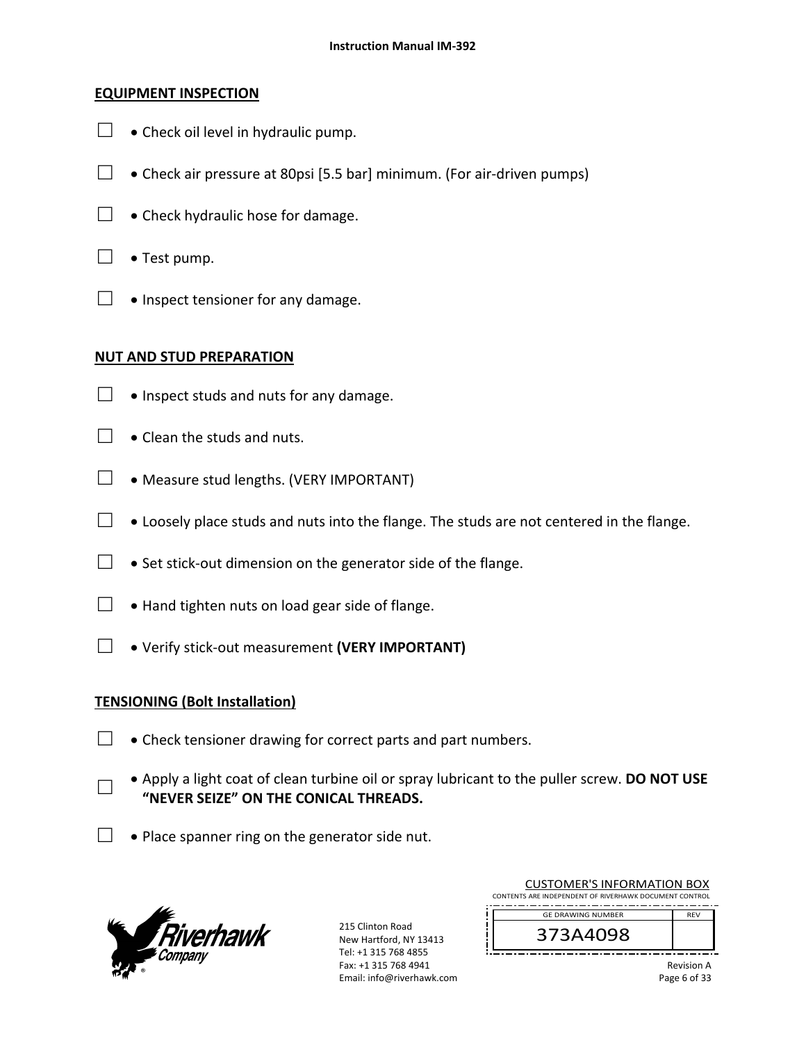## EQUIPMENT INSPECTION

- ☐ Check oil level in hydraulic pump.
- ☐ Check air pressure at 80psi [5.5 bar] minimum. (For air-driven pumps)
- ☐ Check hydraulic hose for damage.
- ☐ Test pump.
- ☐ Inspect tensioner for any damage.

## NUT AND STUD PREPARATION

- ☐ Inspect studs and nuts for any damage.
- ☐ Clean the studs and nuts.
- ☐ Measure stud lengths. (VERY IMPORTANT)
- ☐ Loosely place studs and nuts into the flange. The studs are not centered in the flange.
- ☐ Set stick-out dimension on the generator side of the flange.
- ☐ Hand tighten nuts on load gear side of flange.
- ☐ Verify stick-out measurement **(VERY IMPORTANT)**

## TENSIONING (Bolt Installation)

- ☐ Check tensioner drawing for correct parts and part numbers.
- ☐ Apply a light coat of clean turbine oil or spray lubricant to the puller screw. **DO NOT USE "NEVER SEIZE" ON THE CONICAL THREADS.**
- ☐ Place spanner ring on the generator side nut.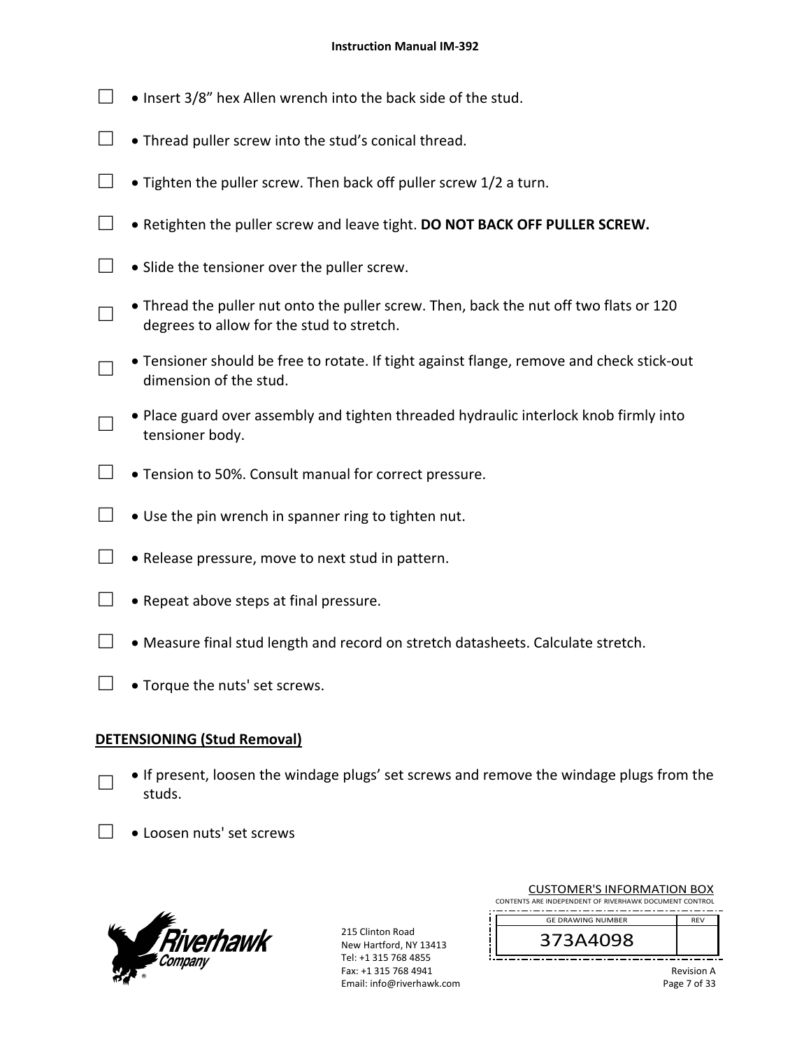- ☐ Insert 3/8" hex Allen wrench into the back side of the stud.
- ☐ Thread puller screw into the stud's conical thread.
- ☐ Tighten the puller screw. Then back off puller screw 1/2 a turn.
- ☐ Retighten the puller screw and leave tight. **DO NOT BACK OFF PULLER SCREW.**
- ☐ Slide the tensioner over the puller screw.
- ☐ Thread the puller nut onto the puller screw. Then, back the nut off two flats or 120 degrees to allow for the stud to stretch.
- ☐ Tensioner should be free to rotate. If tight against flange, remove and check stick-out dimension of the stud.
- ☐ Place guard over assembly and tighten threaded hydraulic interlock knob firmly into tensioner body.
- ☐ Tension to 50%. Consult manual for correct pressure.
- ☐ Use the pin wrench in spanner ring to tighten nut.
- ☐ Release pressure, move to next stud in pattern.
- ☐ Repeat above steps at final pressure.
- ☐ Measure final stud length and record on stretch datasheets. Calculate stretch.
- ☐ Torque the nuts' set screws.

## DETENSIONING (Stud Removal)

- ☐ If present, loosen the windage plugs' set screws and remove the windage plugs from the studs.
- ☐ Loosen nuts' set screws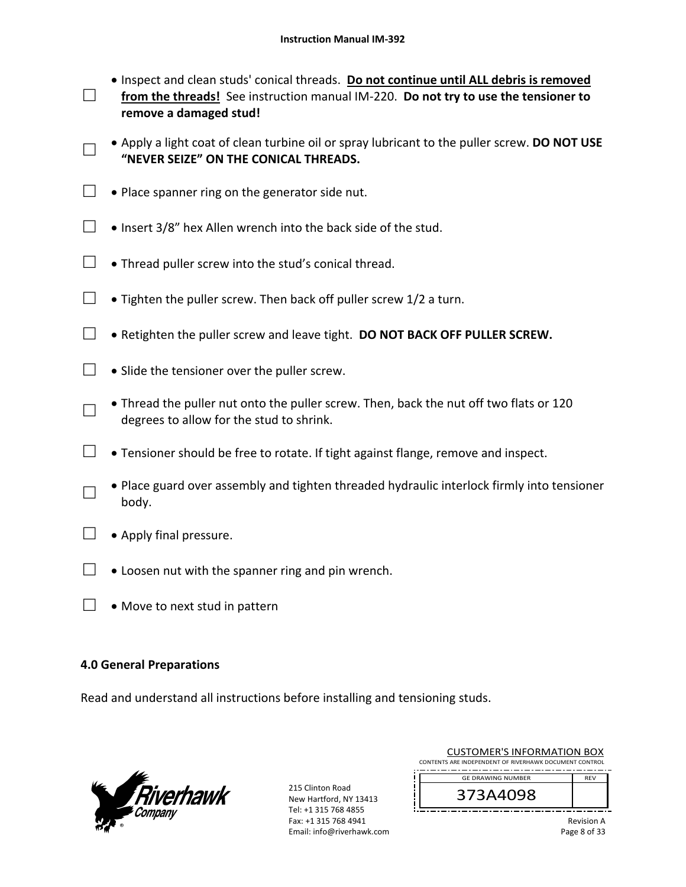- ☐ Inspect and clean studs' conical threads. **<u>Do not continue until ALL debris is removed from the threads!</u>** See instruction manual IM-220. **Do not try to use the tensioner to remove a damaged stud!**
- ☐ Apply a light coat of clean turbine oil or spray lubricant to the puller screw. **DO NOT USE "NEVER SEIZE" ON THE CONICAL THREADS.**
- ☐ Place spanner ring on the generator side nut.
- ☐ Insert 3/8" hex Allen wrench into the back side of the stud.
- ☐ Thread puller screw into the stud's conical thread.
- ☐ Tighten the puller screw. Then back off puller screw 1/2 a turn.
- ☐ Retighten the puller screw and leave tight. **DO NOT BACK OFF PULLER SCREW.**
- ☐ Slide the tensioner over the puller screw.
- ☐ Thread the puller nut onto the puller screw. Then, back the nut off two flats or 120 degrees to allow for the stud to shrink.
- ☐ Tensioner should be free to rotate. If tight against flange, remove and inspect.
- ☐ Place guard over assembly and tighten threaded hydraulic interlock firmly into tensioner body.
- ☐ Apply final pressure.
- ☐ Loosen nut with the spanner ring and pin wrench.
- ☐ Move to next stud in pattern

## 4.0 General Preparations

Read and understand all instructions before installing and tensioning studs.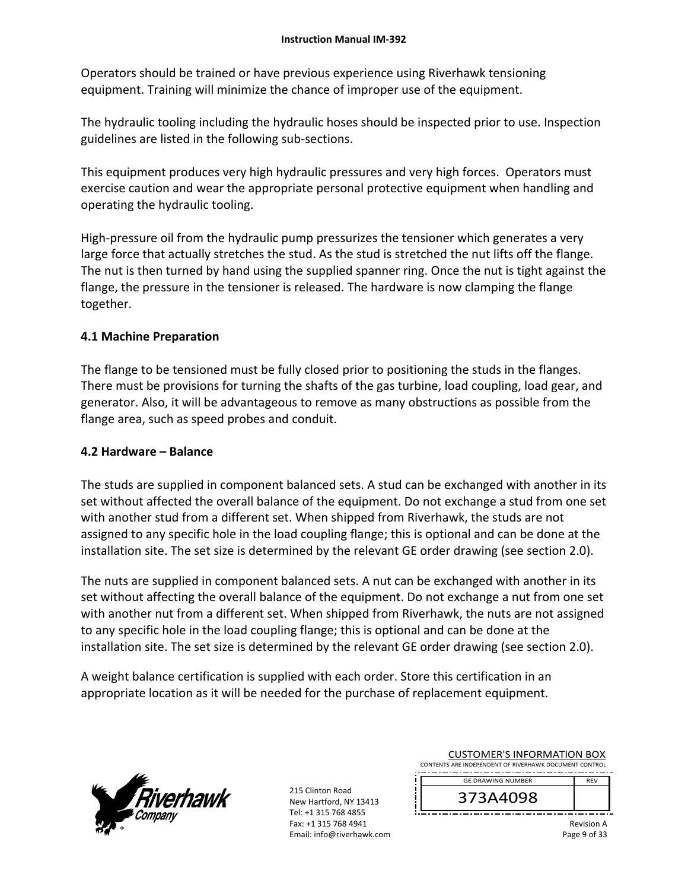Operators should be trained or have previous experience using Riverhawk tensioning equipment. Training will minimize the chance of improper use of the equipment.

The hydraulic tooling including the hydraulic hoses should be inspected prior to use. Inspection guidelines are listed in the following sub-sections.

This equipment produces very high hydraulic pressures and very high forces. Operators must exercise caution and wear the appropriate personal protective equipment when handling and operating the hydraulic tooling.

High-pressure oil from the hydraulic pump pressurizes the tensioner which generates a very large force that actually stretches the stud. As the stud is stretched the nut lifts off the flange. The nut is then turned by hand using the supplied spanner ring. Once the nut is tight against the flange, the pressure in the tensioner is released. The hardware is now clamping the flange together.

## 4.1 Machine Preparation

The flange to be tensioned must be fully closed prior to positioning the studs in the flanges. There must be provisions for turning the shafts of the gas turbine, load coupling, load gear, and generator. Also, it will be advantageous to remove as many obstructions as possible from the flange area, such as speed probes and conduit.

## 4.2 Hardware – Balance

The studs are supplied in component balanced sets. A stud can be exchanged with another in its set without affected the overall balance of the equipment. Do not exchange a stud from one set with another stud from a different set. When shipped from Riverhawk, the studs are not assigned to any specific hole in the load coupling flange; this is optional and can be done at the installation site. The set size is determined by the relevant GE order drawing (see section 2.0).

The nuts are supplied in component balanced sets. A nut can be exchanged with another in its set without affecting the overall balance of the equipment. Do not exchange a nut from one set with another nut from a different set. When shipped from Riverhawk, the nuts are not assigned to any specific hole in the load coupling flange; this is optional and can be done at the installation site. The set size is determined by the relevant GE order drawing (see section 2.0).

A weight balance certification is supplied with each order. Store this certification in an appropriate location as it will be needed for the purchase of replacement equipment.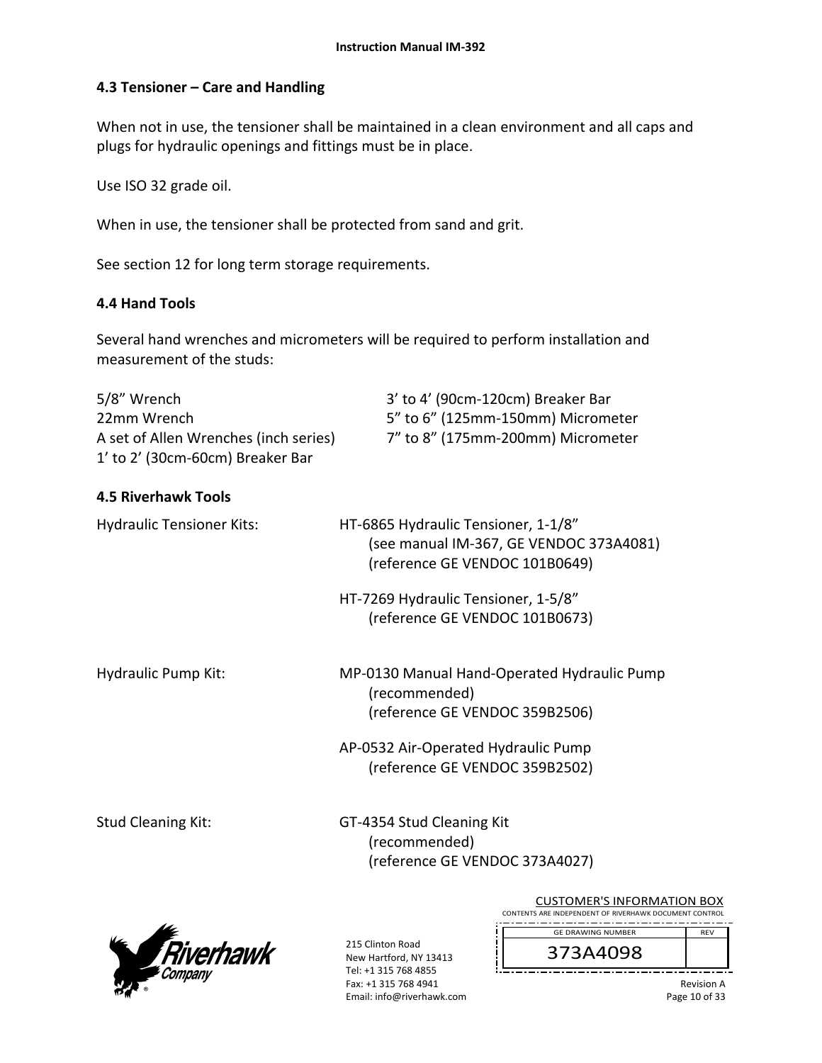## 4.3 Tensioner – Care and Handling

When not in use, the tensioner shall be maintained in a clean environment and all caps and plugs for hydraulic openings and fittings must be in place.

Use ISO 32 grade oil.

When in use, the tensioner shall be protected from sand and grit.

See section 12 for long term storage requirements.

## 4.4 Hand Tools

Several hand wrenches and micrometers will be required to perform installation and measurement of the studs:

| | |
|---|---|
| 5/8” Wrench | 3’ to 4’ (90cm-120cm) Breaker Bar |
| 22mm Wrench | 5” to 6” (125mm-150mm) Micrometer |
| A set of Allen Wrenches (inch series) | 7” to 8” (175mm-200mm) Micrometer |
| 1’ to 2’ (30cm-60cm) Breaker Bar | |

## 4.5 Riverhawk Tools

Hydraulic Tensioner Kits:

- HT-6865 Hydraulic Tensioner, 1-1/8”
  (see manual IM-367, GE VENDOC 373A4081)
  (reference GE VENDOC 101B0649)
- HT-7269 Hydraulic Tensioner, 1-5/8”
  (reference GE VENDOC 101B0673)

Hydraulic Pump Kit:

- MP-0130 Manual Hand-Operated Hydraulic Pump
  (recommended)
  (reference GE VENDOC 359B2506)
- AP-0532 Air-Operated Hydraulic Pump
  (reference GE VENDOC 359B2502)

Stud Cleaning Kit:

- GT-4354 Stud Cleaning Kit
  (recommended)
  (reference GE VENDOC 373A4027)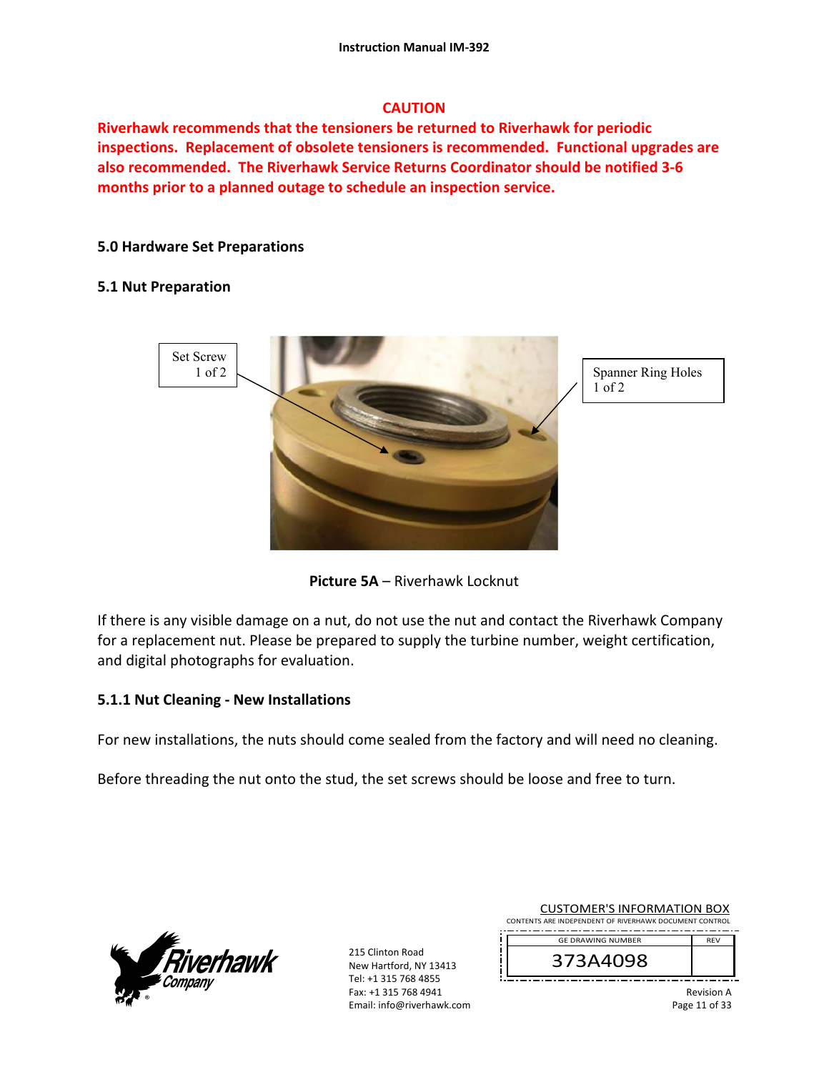**CAUTION**

**Riverhawk recommends that the tensioners be returned to Riverhawk for periodic inspections. Replacement of obsolete tensioners is recommended. Functional upgrades are also recommended. The Riverhawk Service Returns Coordinator should be notified 3-6 months prior to a planned outage to schedule an inspection service.**

## 5.0 Hardware Set Preparations

### 5.1 Nut Preparation

Set Screw 1 of 2

Spanner Ring Holes 1 of 2

**Picture 5A** – Riverhawk Locknut

If there is any visible damage on a nut, do not use the nut and contact the Riverhawk Company for a replacement nut. Please be prepared to supply the turbine number, weight certification, and digital photographs for evaluation.

#### 5.1.1 Nut Cleaning - New Installations

For new installations, the nuts should come sealed from the factory and will need no cleaning.

Before threading the nut onto the stud, the set screws should be loose and free to turn.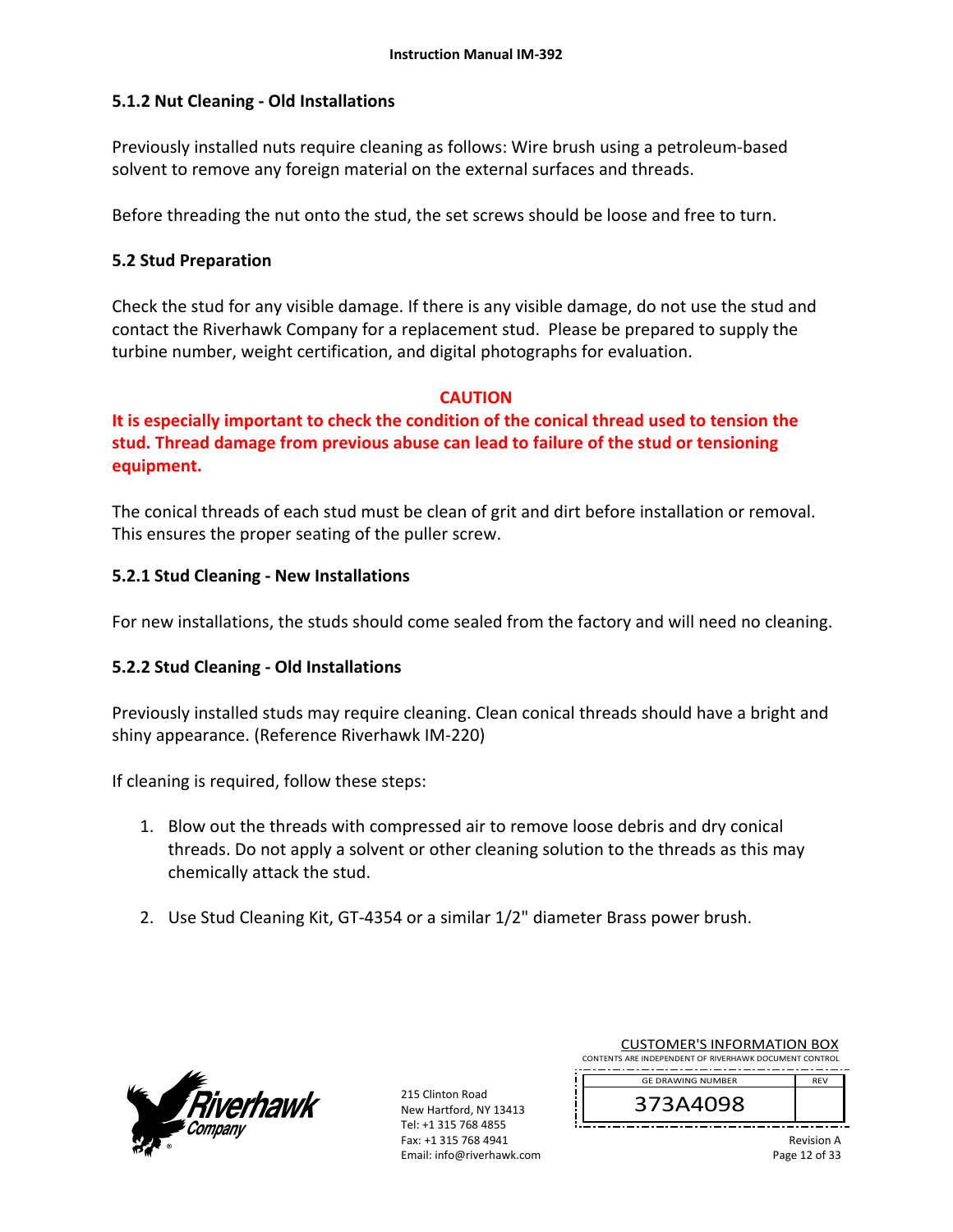### 5.1.2 Nut Cleaning - Old Installations

Previously installed nuts require cleaning as follows: Wire brush using a petroleum-based solvent to remove any foreign material on the external surfaces and threads.

Before threading the nut onto the stud, the set screws should be loose and free to turn.

## 5.2 Stud Preparation

Check the stud for any visible damage. If there is any visible damage, do not use the stud and contact the Riverhawk Company for a replacement stud. Please be prepared to supply the turbine number, weight certification, and digital photographs for evaluation.

**CAUTION**

**It is especially important to check the condition of the conical thread used to tension the stud. Thread damage from previous abuse can lead to failure of the stud or tensioning equipment.**

The conical threads of each stud must be clean of grit and dirt before installation or removal. This ensures the proper seating of the puller screw.

### 5.2.1 Stud Cleaning - New Installations

For new installations, the studs should come sealed from the factory and will need no cleaning.

### 5.2.2 Stud Cleaning - Old Installations

Previously installed studs may require cleaning. Clean conical threads should have a bright and shiny appearance. (Reference Riverhawk IM-220)

If cleaning is required, follow these steps:

1. Blow out the threads with compressed air to remove loose debris and dry conical threads. Do not apply a solvent or other cleaning solution to the threads as this may chemically attack the stud.

2. Use Stud Cleaning Kit, GT-4354 or a similar 1/2" diameter Brass power brush.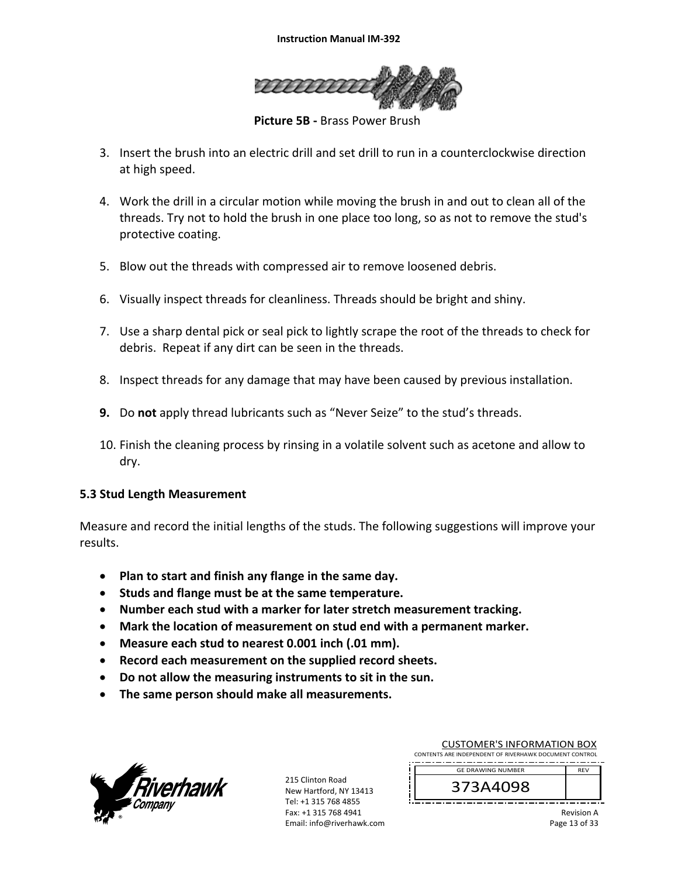Picture 5B - Brass Power Brush

3. Insert the brush into an electric drill and set drill to run in a counterclockwise direction at high speed.

4. Work the drill in a circular motion while moving the brush in and out to clean all of the threads. Try not to hold the brush in one place too long, so as not to remove the stud's protective coating.

5. Blow out the threads with compressed air to remove loosened debris.

6. Visually inspect threads for cleanliness. Threads should be bright and shiny.

7. Use a sharp dental pick or seal pick to lightly scrape the root of the threads to check for debris. Repeat if any dirt can be seen in the threads.

8. Inspect threads for any damage that may have been caused by previous installation.

9. Do **not** apply thread lubricants such as "Never Seize" to the stud's threads.

10. Finish the cleaning process by rinsing in a volatile solvent such as acetone and allow to dry.

### 5.3 Stud Length Measurement

Measure and record the initial lengths of the studs. The following suggestions will improve your results.

- **Plan to start and finish any flange in the same day.**
- **Studs and flange must be at the same temperature.**
- **Number each stud with a marker for later stretch measurement tracking.**
- **Mark the location of measurement on stud end with a permanent marker.**
- **Measure each stud to nearest 0.001 inch (.01 mm).**
- **Record each measurement on the supplied record sheets.**
- **Do not allow the measuring instruments to sit in the sun.**
- **The same person should make all measurements.**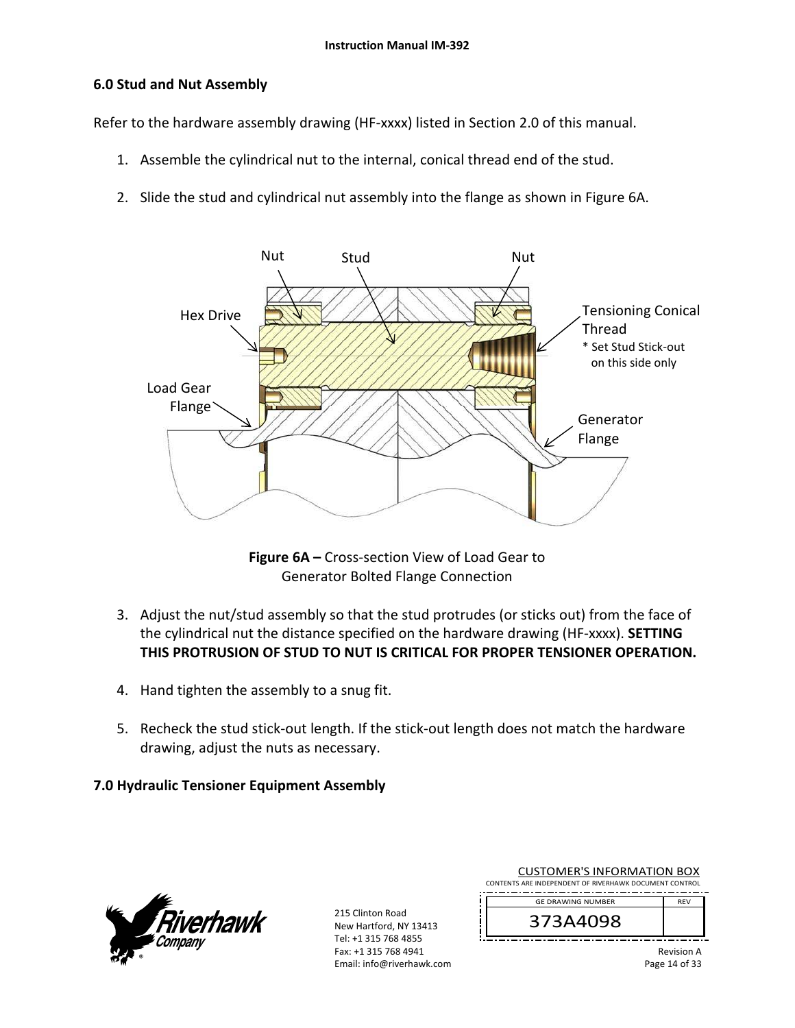## 6.0 Stud and Nut Assembly

Refer to the hardware assembly drawing (HF-xxxx) listed in Section 2.0 of this manual.

1. Assemble the cylindrical nut to the internal, conical thread end of the stud.
2. Slide the stud and cylindrical nut assembly into the flange as shown in Figure 6A.

**Figure 6A –** Cross-section View of Load Gear to Generator Bolted Flange Connection

3. Adjust the nut/stud assembly so that the stud protrudes (or sticks out) from the face of the cylindrical nut the distance specified on the hardware drawing (HF-xxxx). **SETTING THIS PROTRUSION OF STUD TO NUT IS CRITICAL FOR PROPER TENSIONER OPERATION.**
4. Hand tighten the assembly to a snug fit.
5. Recheck the stud stick-out length. If the stick-out length does not match the hardware drawing, adjust the nuts as necessary.

## 7.0 Hydraulic Tensioner Equipment Assembly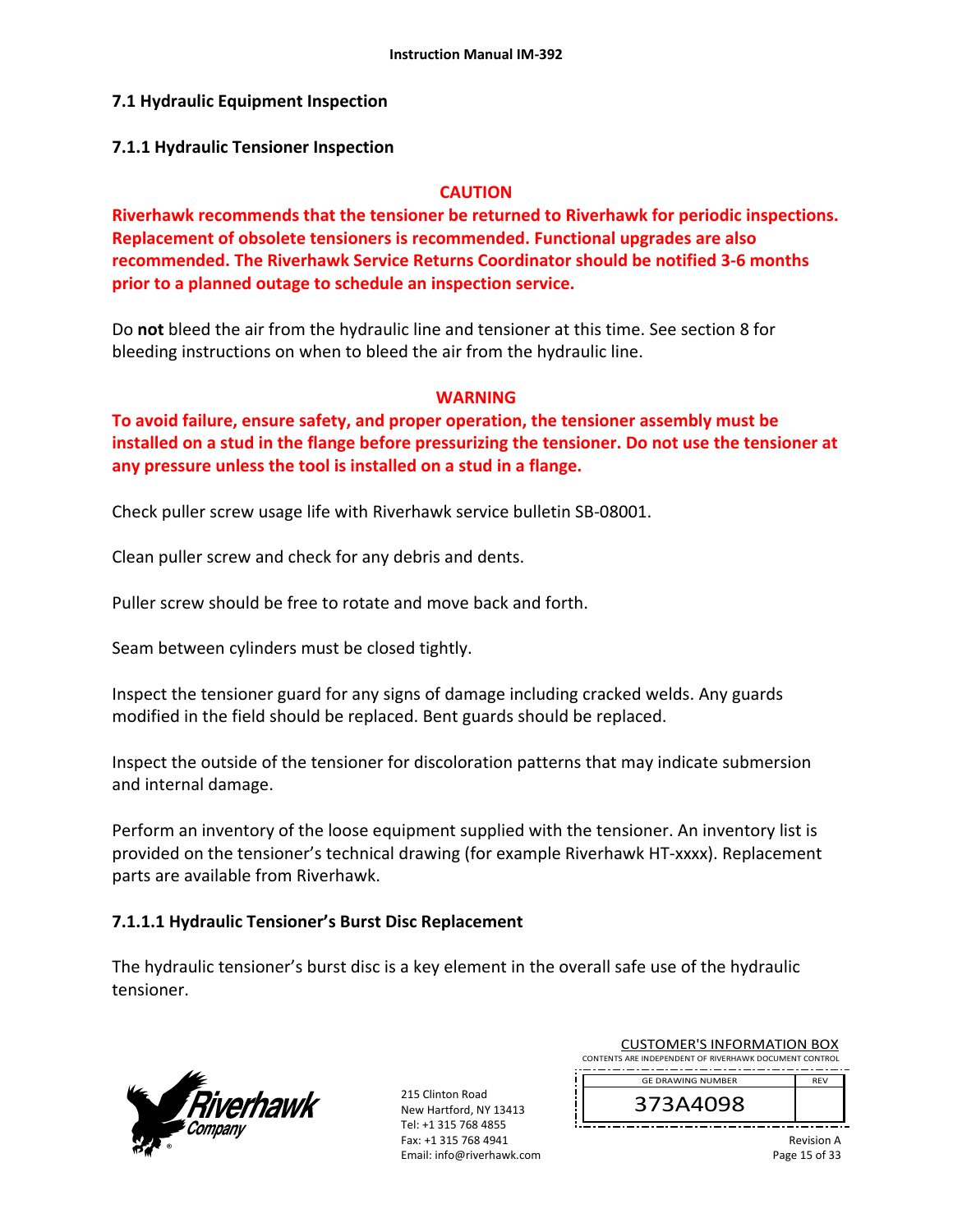## 7.1 Hydraulic Equipment Inspection

### 7.1.1 Hydraulic Tensioner Inspection

**CAUTION**

**Riverhawk recommends that the tensioner be returned to Riverhawk for periodic inspections. Replacement of obsolete tensioners is recommended. Functional upgrades are also recommended. The Riverhawk Service Returns Coordinator should be notified 3-6 months prior to a planned outage to schedule an inspection service.**

Do **not** bleed the air from the hydraulic line and tensioner at this time. See section 8 for bleeding instructions on when to bleed the air from the hydraulic line.

**WARNING**

**To avoid failure, ensure safety, and proper operation, the tensioner assembly must be installed on a stud in the flange before pressurizing the tensioner. Do not use the tensioner at any pressure unless the tool is installed on a stud in a flange.**

Check puller screw usage life with Riverhawk service bulletin SB-08001.

Clean puller screw and check for any debris and dents.

Puller screw should be free to rotate and move back and forth.

Seam between cylinders must be closed tightly.

Inspect the tensioner guard for any signs of damage including cracked welds. Any guards modified in the field should be replaced. Bent guards should be replaced.

Inspect the outside of the tensioner for discoloration patterns that may indicate submersion and internal damage.

Perform an inventory of the loose equipment supplied with the tensioner. An inventory list is provided on the tensioner's technical drawing (for example Riverhawk HT-xxxx). Replacement parts are available from Riverhawk.

#### 7.1.1.1 Hydraulic Tensioner's Burst Disc Replacement

The hydraulic tensioner's burst disc is a key element in the overall safe use of the hydraulic tensioner.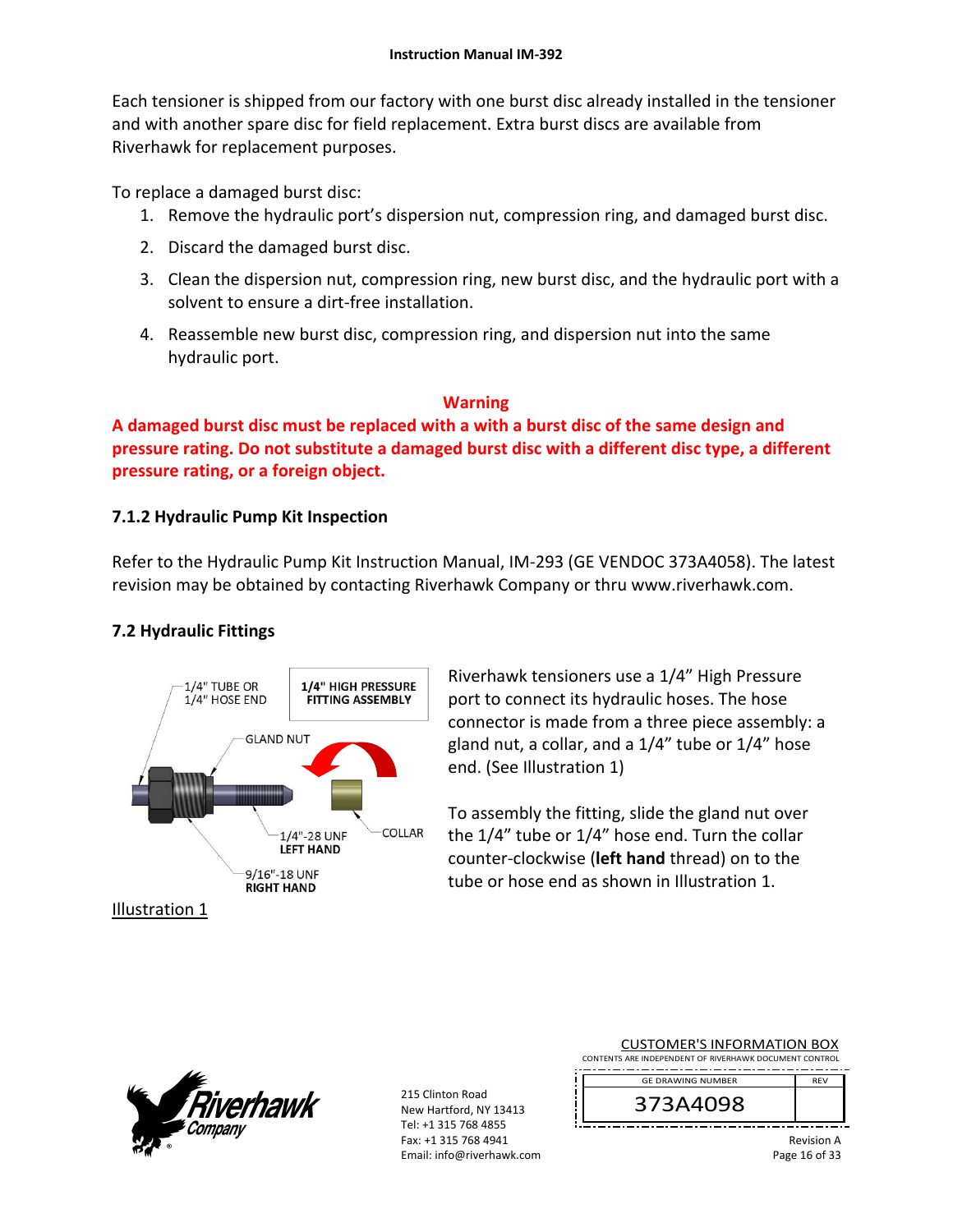Each tensioner is shipped from our factory with one burst disc already installed in the tensioner and with another spare disc for field replacement. Extra burst discs are available from Riverhawk for replacement purposes.

To replace a damaged burst disc:

1. Remove the hydraulic port's dispersion nut, compression ring, and damaged burst disc.
2. Discard the damaged burst disc.
3. Clean the dispersion nut, compression ring, new burst disc, and the hydraulic port with a solvent to ensure a dirt-free installation.
4. Reassemble new burst disc, compression ring, and dispersion nut into the same hydraulic port.

**Warning**

**A damaged burst disc must be replaced with a with a burst disc of the same design and pressure rating. Do not substitute a damaged burst disc with a different disc type, a different pressure rating, or a foreign object.**

### 7.1.2 Hydraulic Pump Kit Inspection

Refer to the Hydraulic Pump Kit Instruction Manual, IM-293 (GE VENDOC 373A4058). The latest revision may be obtained by contacting Riverhawk Company or thru www.riverhawk.com.

## 7.2 Hydraulic Fittings

1/4" TUBE OR 1/4" HOSE END

**1/4" HIGH PRESSURE FITTING ASSEMBLY**

GLAND NUT

COLLAR

1/4"-28 UNF **LEFT HAND**

9/16"-18 UNF **RIGHT HAND**

Illustration 1

Riverhawk tensioners use a 1/4" High Pressure port to connect its hydraulic hoses. The hose connector is made from a three piece assembly: a gland nut, a collar, and a 1/4" tube or 1/4" hose end. (See Illustration 1)

To assembly the fitting, slide the gland nut over the 1/4" tube or 1/4" hose end. Turn the collar counter-clockwise (**left hand** thread) on to the tube or hose end as shown in Illustration 1.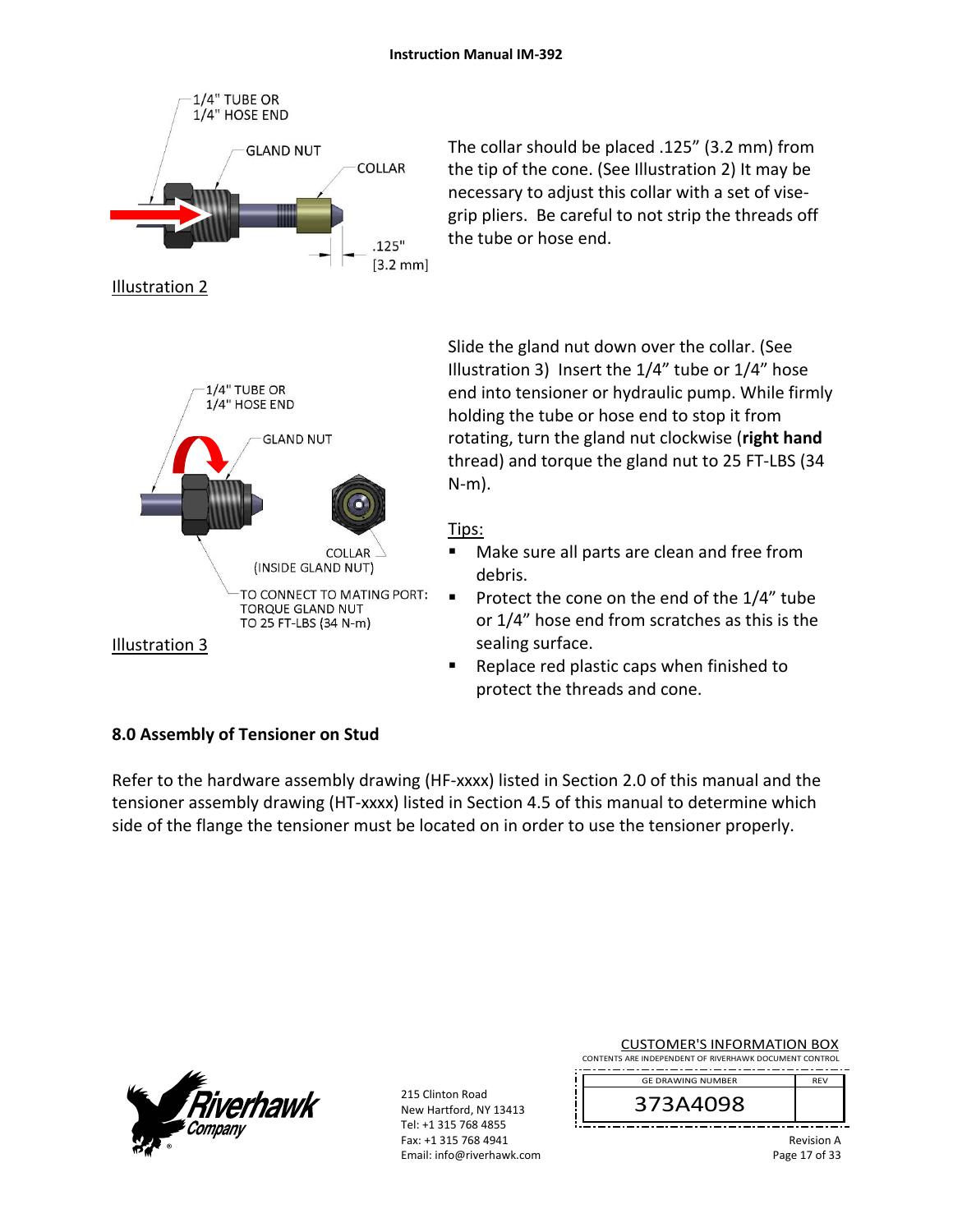1/4" TUBE OR
1/4" HOSE END

GLAND NUT

COLLAR

.125"
[3.2 mm]

Illustration 2

The collar should be placed .125" (3.2 mm) from the tip of the cone. (See Illustration 2) It may be necessary to adjust this collar with a set of vise-grip pliers. Be careful to not strip the threads off the tube or hose end.

1/4" TUBE OR
1/4" HOSE END

GLAND NUT

COLLAR
(INSIDE GLAND NUT)

TO CONNECT TO MATING PORT:
TORQUE GLAND NUT
TO 25 FT-LBS (34 N-m)

Illustration 3

Slide the gland nut down over the collar. (See Illustration 3) Insert the 1/4" tube or 1/4" hose end into tensioner or hydraulic pump. While firmly holding the tube or hose end to stop it from rotating, turn the gland nut clockwise (**right hand** thread) and torque the gland nut to 25 FT-LBS (34 N-m).

Tips:

- Make sure all parts are clean and free from debris.
- Protect the cone on the end of the 1/4" tube or 1/4" hose end from scratches as this is the sealing surface.
- Replace red plastic caps when finished to protect the threads and cone.

## 8.0 Assembly of Tensioner on Stud

Refer to the hardware assembly drawing (HF-xxxx) listed in Section 2.0 of this manual and the tensioner assembly drawing (HT-xxxx) listed in Section 4.5 of this manual to determine which side of the flange the tensioner must be located on in order to use the tensioner properly.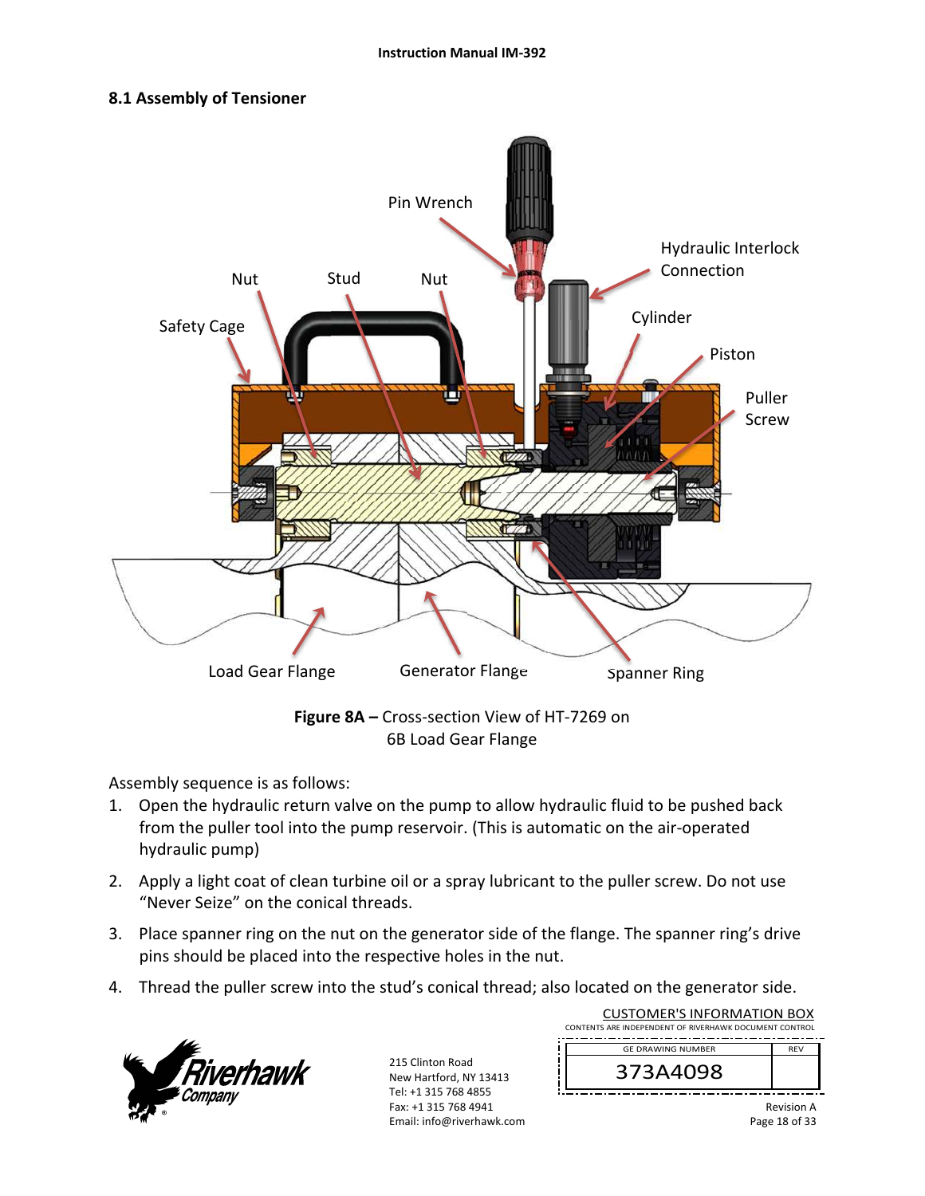## 8.1 Assembly of Tensioner

Pin Wrench

Hydraulic Interlock Connection

Nut Stud Nut

Safety Cage

Cylinder

Piston

Puller Screw

Load Gear Flange Generator Flange Spanner Ring

**Figure 8A –** Cross-section View of HT-7269 on 6B Load Gear Flange

Assembly sequence is as follows:

1. Open the hydraulic return valve on the pump to allow hydraulic fluid to be pushed back from the puller tool into the pump reservoir. (This is automatic on the air-operated hydraulic pump)
2. Apply a light coat of clean turbine oil or a spray lubricant to the puller screw. Do not use "Never Seize" on the conical threads.
3. Place spanner ring on the nut on the generator side of the flange. The spanner ring's drive pins should be placed into the respective holes in the nut.
4. Thread the puller screw into the stud's conical thread; also located on the generator side.

CUSTOMER'S INFORMATION BOX
CONTENTS ARE INDEPENDENT OF RIVERHAWK DOCUMENT CONTROL

| GE DRAWING NUMBER | REV |
|---|---|
| 373A4098 | |

215 Clinton Road
New Hartford, NY 13413
Tel: +1 315 768 4855
Fax: +1 315 768 4941
Email: info@riverhawk.com

Revision A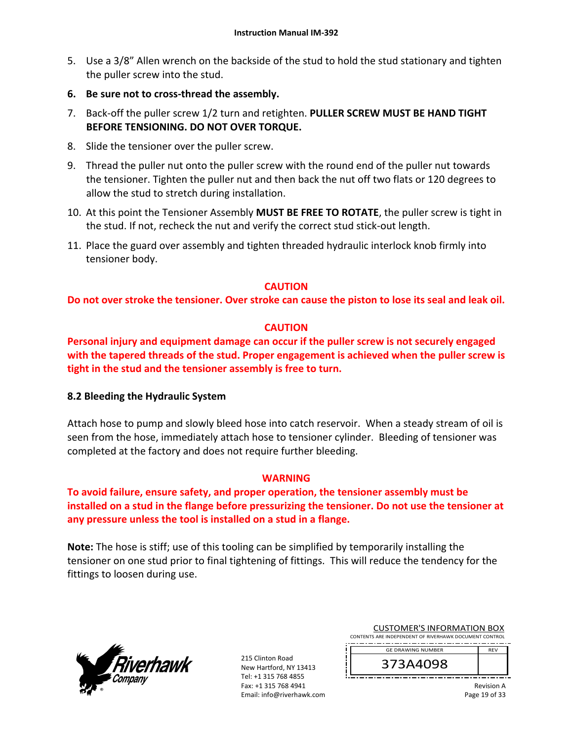5. Use a 3/8" Allen wrench on the backside of the stud to hold the stud stationary and tighten the puller screw into the stud.
6. **Be sure not to cross-thread the assembly.**
7. Back-off the puller screw 1/2 turn and retighten. **PULLER SCREW MUST BE HAND TIGHT BEFORE TENSIONING. DO NOT OVER TORQUE.**
8. Slide the tensioner over the puller screw.
9. Thread the puller nut onto the puller screw with the round end of the puller nut towards the tensioner. Tighten the puller nut and then back the nut off two flats or 120 degrees to allow the stud to stretch during installation.
10. At this point the Tensioner Assembly **MUST BE FREE TO ROTATE**, the puller screw is tight in the stud. If not, recheck the nut and verify the correct stud stick-out length.
11. Place the guard over assembly and tighten threaded hydraulic interlock knob firmly into tensioner body.

**CAUTION**

**Do not over stroke the tensioner. Over stroke can cause the piston to lose its seal and leak oil.**

**CAUTION**

**Personal injury and equipment damage can occur if the puller screw is not securely engaged with the tapered threads of the stud. Proper engagement is achieved when the puller screw is tight in the stud and the tensioner assembly is free to turn.**

### 8.2 Bleeding the Hydraulic System

Attach hose to pump and slowly bleed hose into catch reservoir. When a steady stream of oil is seen from the hose, immediately attach hose to tensioner cylinder. Bleeding of tensioner was completed at the factory and does not require further bleeding.

**WARNING**

**To avoid failure, ensure safety, and proper operation, the tensioner assembly must be installed on a stud in the flange before pressurizing the tensioner. Do not use the tensioner at any pressure unless the tool is installed on a stud in a flange.**

**Note:** The hose is stiff; use of this tooling can be simplified by temporarily installing the tensioner on one stud prior to final tightening of fittings. This will reduce the tendency for the fittings to loosen during use.

215 Clinton Road
New Hartford, NY 13413
Tel: +1 315 768 4855
Fax: +1 315 768 4941
Email: info@riverhawk.com

CUSTOMER'S INFORMATION BOX
CONTENTS ARE INDEPENDENT OF RIVERHAWK DOCUMENT CONTROL

| GE DRAWING NUMBER | REV |
|---|---|
| 373A4098 | |

Revision A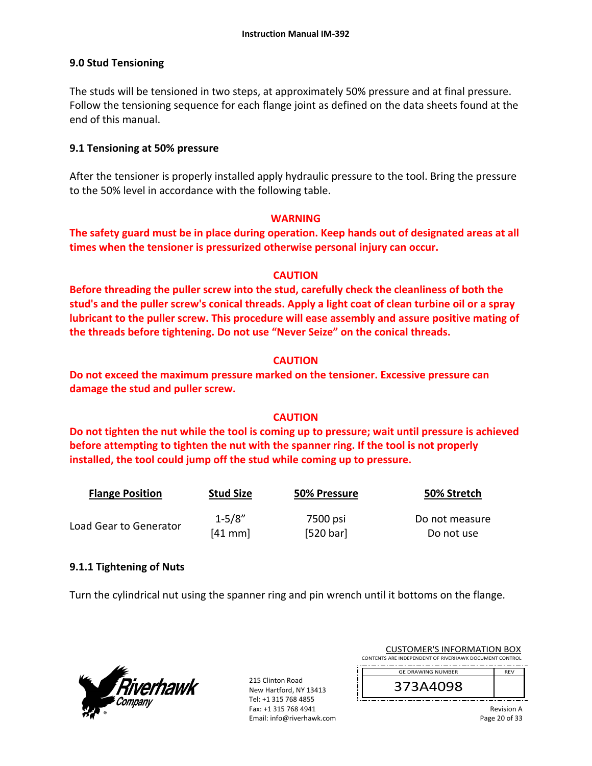## 9.0 Stud Tensioning

The studs will be tensioned in two steps, at approximately 50% pressure and at final pressure. Follow the tensioning sequence for each flange joint as defined on the data sheets found at the end of this manual.

### 9.1 Tensioning at 50% pressure

After the tensioner is properly installed apply hydraulic pressure to the tool. Bring the pressure to the 50% level in accordance with the following table.

**WARNING**

**The safety guard must be in place during operation. Keep hands out of designated areas at all times when the tensioner is pressurized otherwise personal injury can occur.**

**CAUTION**

**Before threading the puller screw into the stud, carefully check the cleanliness of both the stud's and the puller screw's conical threads. Apply a light coat of clean turbine oil or a spray lubricant to the puller screw. This procedure will ease assembly and assure positive mating of the threads before tightening. Do not use "Never Seize" on the conical threads.**

**CAUTION**

**Do not exceed the maximum pressure marked on the tensioner. Excessive pressure can damage the stud and puller screw.**

**CAUTION**

**Do not tighten the nut while the tool is coming up to pressure; wait until pressure is achieved before attempting to tighten the nut with the spanner ring. If the tool is not properly installed, the tool could jump off the stud while coming up to pressure.**

| Flange Position | Stud Size | 50% Pressure | 50% Stretch |
|---|---|---|---|
| Load Gear to Generator | 1-5/8" [41 mm] | 7500 psi [520 bar] | Do not measure Do not use |

#### 9.1.1 Tightening of Nuts

Turn the cylindrical nut using the spanner ring and pin wrench until it bottoms on the flange.

215 Clinton Road
New Hartford, NY 13413
Tel: +1 315 768 4855
Fax: +1 315 768 4941
Email: info@riverhawk.com

CUSTOMER'S INFORMATION BOX
CONTENTS ARE INDEPENDENT OF RIVERHAWK DOCUMENT CONTROL

| GE DRAWING NUMBER | REV |
|---|---|
| 373A4098 | |

Revision A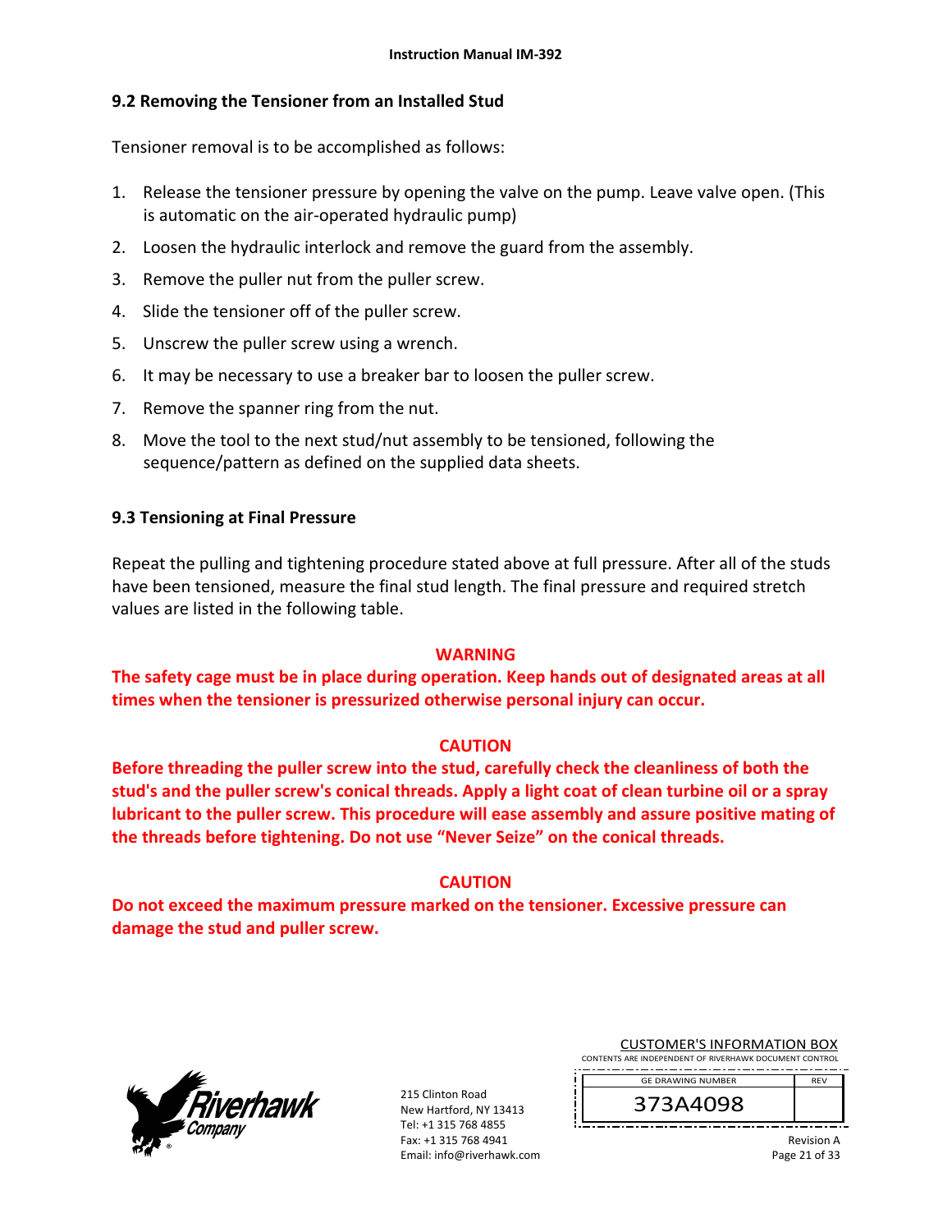## 9.2 Removing the Tensioner from an Installed Stud

Tensioner removal is to be accomplished as follows:

1. Release the tensioner pressure by opening the valve on the pump. Leave valve open. (This is automatic on the air-operated hydraulic pump)
2. Loosen the hydraulic interlock and remove the guard from the assembly.
3. Remove the puller nut from the puller screw.
4. Slide the tensioner off of the puller screw.
5. Unscrew the puller screw using a wrench.
6. It may be necessary to use a breaker bar to loosen the puller screw.
7. Remove the spanner ring from the nut.
8. Move the tool to the next stud/nut assembly to be tensioned, following the sequence/pattern as defined on the supplied data sheets.

## 9.3 Tensioning at Final Pressure

Repeat the pulling and tightening procedure stated above at full pressure. After all of the studs have been tensioned, measure the final stud length. The final pressure and required stretch values are listed in the following table.

**WARNING**

**The safety cage must be in place during operation. Keep hands out of designated areas at all times when the tensioner is pressurized otherwise personal injury can occur.**

**CAUTION**

**Before threading the puller screw into the stud, carefully check the cleanliness of both the stud's and the puller screw's conical threads. Apply a light coat of clean turbine oil or a spray lubricant to the puller screw. This procedure will ease assembly and assure positive mating of the threads before tightening. Do not use "Never Seize" on the conical threads.**

**CAUTION**

**Do not exceed the maximum pressure marked on the tensioner. Excessive pressure can damage the stud and puller screw.**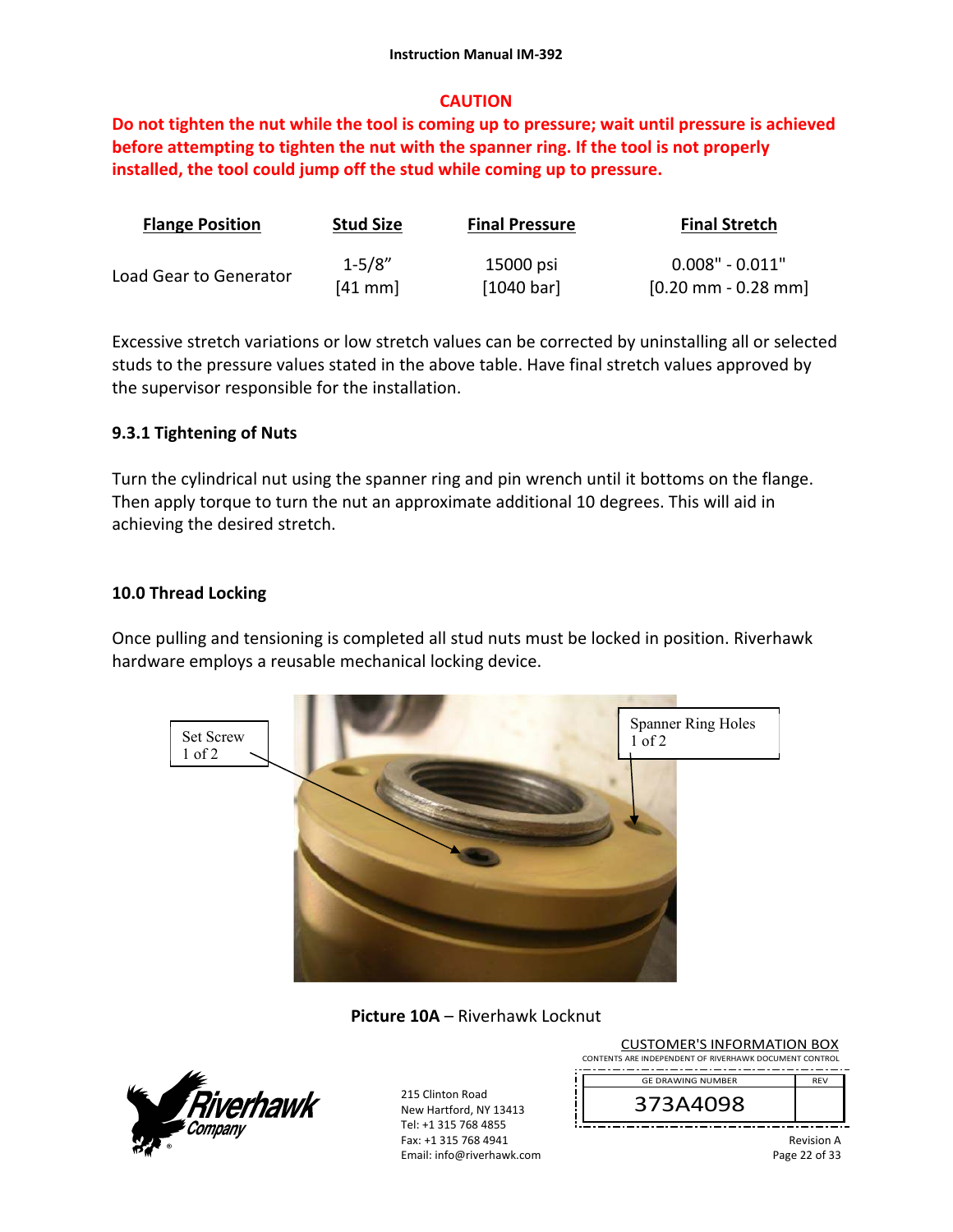**CAUTION**

**Do not tighten the nut while the tool is coming up to pressure; wait until pressure is achieved before attempting to tighten the nut with the spanner ring. If the tool is not properly installed, the tool could jump off the stud while coming up to pressure.**

| Flange Position | Stud Size | Final Pressure | Final Stretch |
|---|---|---|---|
| Load Gear to Generator | 1-5/8" [41 mm] | 15000 psi [1040 bar] | 0.008" - 0.011" [0.20 mm - 0.28 mm] |

Excessive stretch variations or low stretch values can be corrected by uninstalling all or selected studs to the pressure values stated in the above table. Have final stretch values approved by the supervisor responsible for the installation.

### 9.3.1 Tightening of Nuts

Turn the cylindrical nut using the spanner ring and pin wrench until it bottoms on the flange. Then apply torque to turn the nut an approximate additional 10 degrees. This will aid in achieving the desired stretch.

## 10.0 Thread Locking

Once pulling and tensioning is completed all stud nuts must be locked in position. Riverhawk hardware employs a reusable mechanical locking device.

Set Screw 1 of 2

Spanner Ring Holes 1 of 2

**Picture 10A** – Riverhawk Locknut

215 Clinton Road
New Hartford, NY 13413
Tel: +1 315 768 4855
Fax: +1 315 768 4941
Email: info@riverhawk.com

CUSTOMER'S INFORMATION BOX
CONTENTS ARE INDEPENDENT OF RIVERHAWK DOCUMENT CONTROL

| GE DRAWING NUMBER | REV |
|---|---|
| 373A4098 | |

Revision A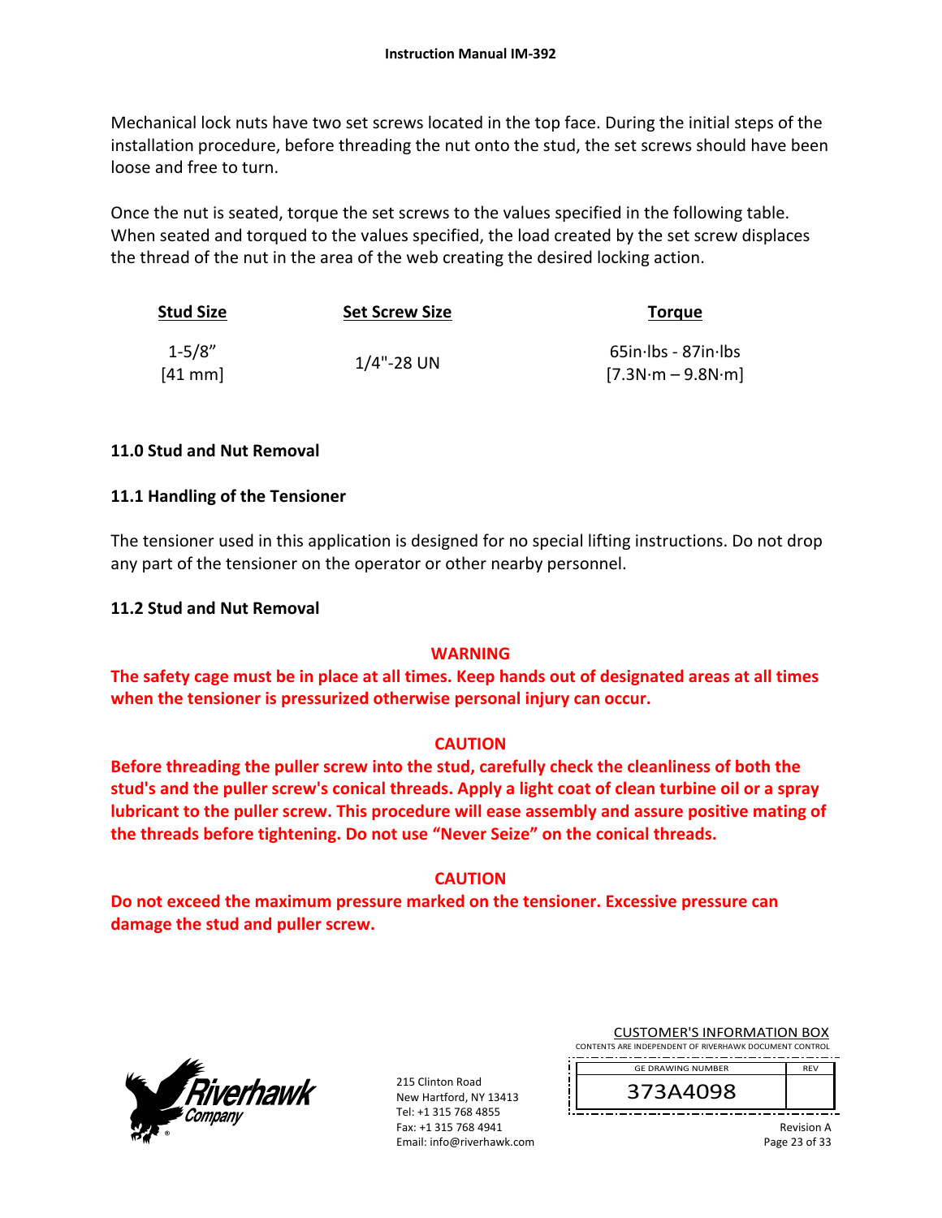Mechanical lock nuts have two set screws located in the top face. During the initial steps of the installation procedure, before threading the nut onto the stud, the set screws should have been loose and free to turn.

Once the nut is seated, torque the set screws to the values specified in the following table. When seated and torqued to the values specified, the load created by the set screw displaces the thread of the nut in the area of the web creating the desired locking action.

| Stud Size | Set Screw Size | Torque |
|---|---|---|
| 1-5/8" [41 mm] | 1/4"-28 UN | 65in·lbs - 87in·lbs [7.3N·m – 9.8N·m] |

## 11.0 Stud and Nut Removal

### 11.1 Handling of the Tensioner

The tensioner used in this application is designed for no special lifting instructions. Do not drop any part of the tensioner on the operator or other nearby personnel.

### 11.2 Stud and Nut Removal

**WARNING**

**The safety cage must be in place at all times. Keep hands out of designated areas at all times when the tensioner is pressurized otherwise personal injury can occur.**

**CAUTION**

**Before threading the puller screw into the stud, carefully check the cleanliness of both the stud's and the puller screw's conical threads. Apply a light coat of clean turbine oil or a spray lubricant to the puller screw. This procedure will ease assembly and assure positive mating of the threads before tightening. Do not use "Never Seize" on the conical threads.**

**CAUTION**

**Do not exceed the maximum pressure marked on the tensioner. Excessive pressure can damage the stud and puller screw.**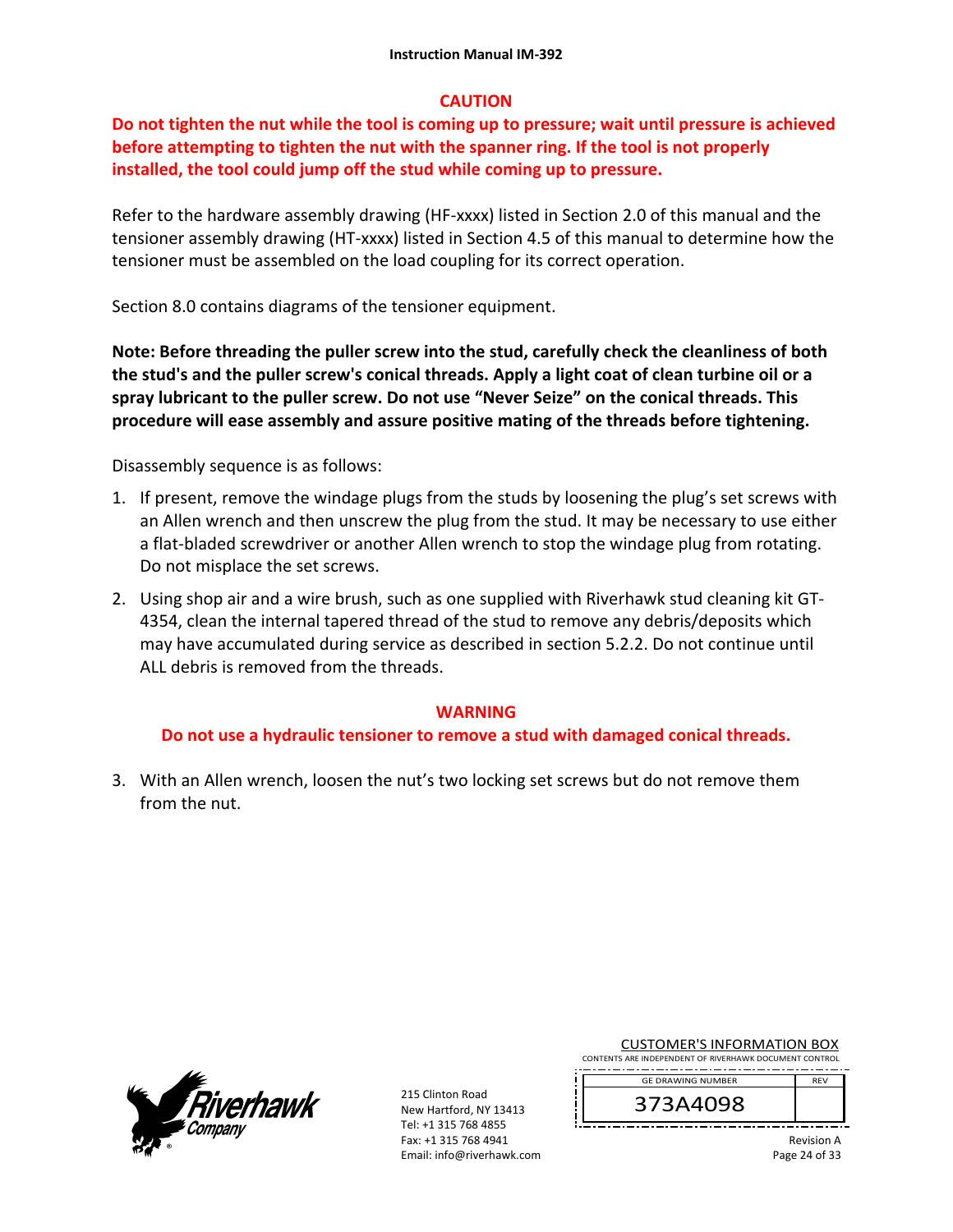**CAUTION**

**Do not tighten the nut while the tool is coming up to pressure; wait until pressure is achieved before attempting to tighten the nut with the spanner ring. If the tool is not properly installed, the tool could jump off the stud while coming up to pressure.**

Refer to the hardware assembly drawing (HF-xxxx) listed in Section 2.0 of this manual and the tensioner assembly drawing (HT-xxxx) listed in Section 4.5 of this manual to determine how the tensioner must be assembled on the load coupling for its correct operation.

Section 8.0 contains diagrams of the tensioner equipment.

**Note: Before threading the puller screw into the stud, carefully check the cleanliness of both the stud's and the puller screw's conical threads. Apply a light coat of clean turbine oil or a spray lubricant to the puller screw. Do not use "Never Seize" on the conical threads. This procedure will ease assembly and assure positive mating of the threads before tightening.**

Disassembly sequence is as follows:

1. If present, remove the windage plugs from the studs by loosening the plug's set screws with an Allen wrench and then unscrew the plug from the stud. It may be necessary to use either a flat-bladed screwdriver or another Allen wrench to stop the windage plug from rotating. Do not misplace the set screws.
2. Using shop air and a wire brush, such as one supplied with Riverhawk stud cleaning kit GT-4354, clean the internal tapered thread of the stud to remove any debris/deposits which may have accumulated during service as described in section 5.2.2. Do not continue until ALL debris is removed from the threads.

**WARNING**

**Do not use a hydraulic tensioner to remove a stud with damaged conical threads.**

3. With an Allen wrench, loosen the nut's two locking set screws but do not remove them from the nut.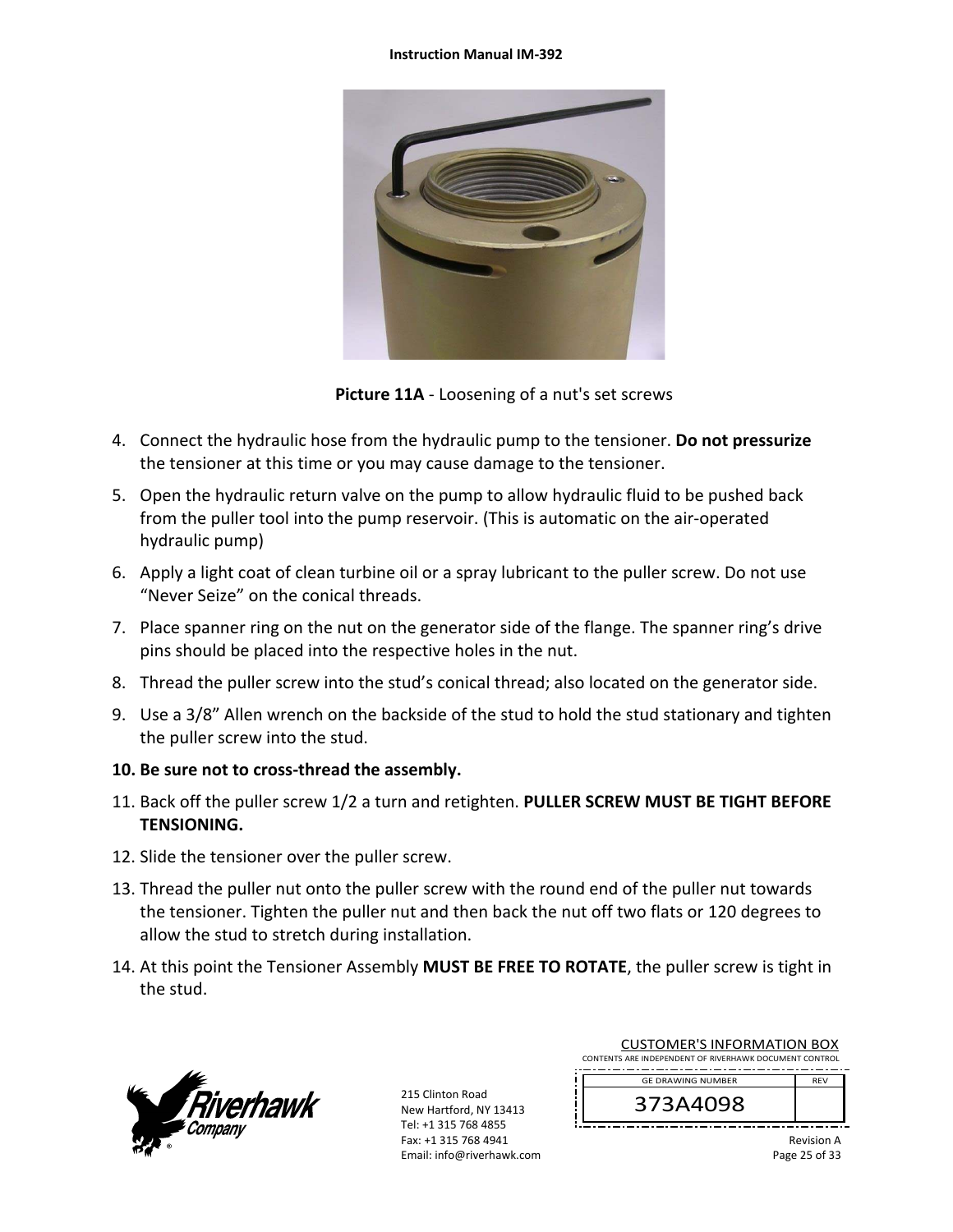**Picture 11A** - Loosening of a nut's set screws

4. Connect the hydraulic hose from the hydraulic pump to the tensioner. **Do not pressurize** the tensioner at this time or you may cause damage to the tensioner.
5. Open the hydraulic return valve on the pump to allow hydraulic fluid to be pushed back from the puller tool into the pump reservoir. (This is automatic on the air-operated hydraulic pump)
6. Apply a light coat of clean turbine oil or a spray lubricant to the puller screw. Do not use "Never Seize" on the conical threads.
7. Place spanner ring on the nut on the generator side of the flange. The spanner ring's drive pins should be placed into the respective holes in the nut.
8. Thread the puller screw into the stud's conical thread; also located on the generator side.
9. Use a 3/8" Allen wrench on the backside of the stud to hold the stud stationary and tighten the puller screw into the stud.
10. **Be sure not to cross-thread the assembly.**
11. Back off the puller screw 1/2 a turn and retighten. **PULLER SCREW MUST BE TIGHT BEFORE TENSIONING.**
12. Slide the tensioner over the puller screw.
13. Thread the puller nut onto the puller screw with the round end of the puller nut towards the tensioner. Tighten the puller nut and then back the nut off two flats or 120 degrees to allow the stud to stretch during installation.
14. At this point the Tensioner Assembly **MUST BE FREE TO ROTATE**, the puller screw is tight in the stud.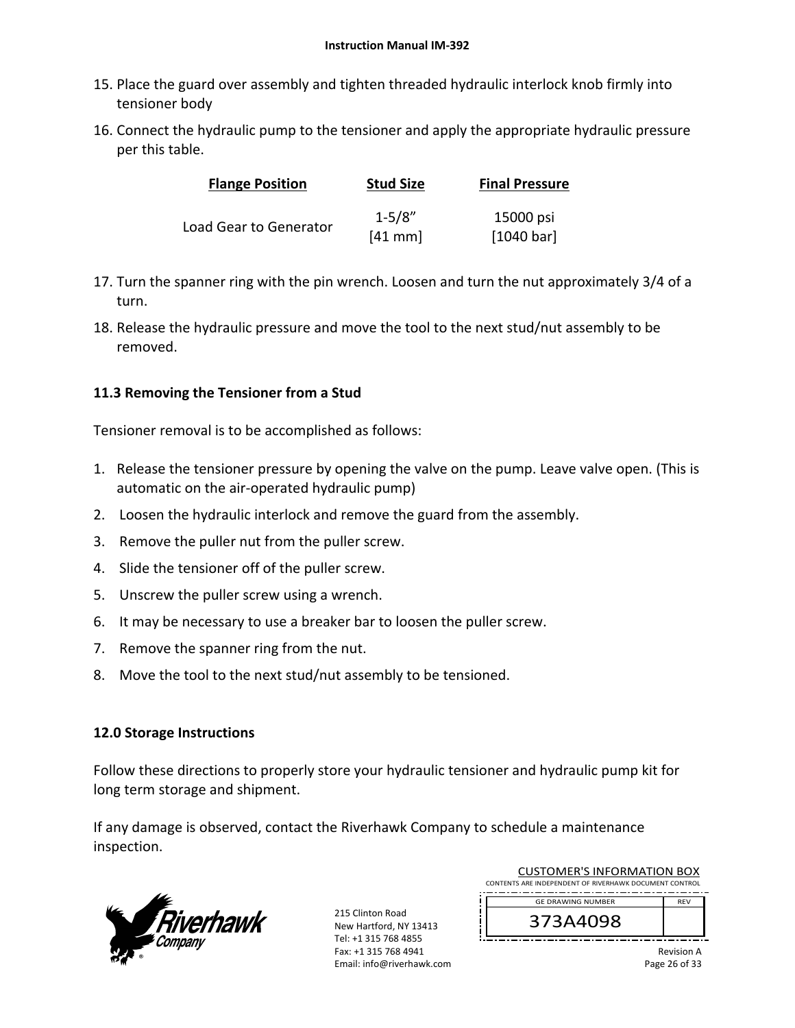15. Place the guard over assembly and tighten threaded hydraulic interlock knob firmly into tensioner body
16. Connect the hydraulic pump to the tensioner and apply the appropriate hydraulic pressure per this table.

| Flange Position | Stud Size | Final Pressure |
|---|---|---|
| Load Gear to Generator | 1-5/8” [41 mm] | 15000 psi [1040 bar] |

17. Turn the spanner ring with the pin wrench. Loosen and turn the nut approximately 3/4 of a turn.
18. Release the hydraulic pressure and move the tool to the next stud/nut assembly to be removed.

### 11.3 Removing the Tensioner from a Stud

Tensioner removal is to be accomplished as follows:

1. Release the tensioner pressure by opening the valve on the pump. Leave valve open. (This is automatic on the air-operated hydraulic pump)
2. Loosen the hydraulic interlock and remove the guard from the assembly.
3. Remove the puller nut from the puller screw.
4. Slide the tensioner off of the puller screw.
5. Unscrew the puller screw using a wrench.
6. It may be necessary to use a breaker bar to loosen the puller screw.
7. Remove the spanner ring from the nut.
8. Move the tool to the next stud/nut assembly to be tensioned.

## 12.0 Storage Instructions

Follow these directions to properly store your hydraulic tensioner and hydraulic pump kit for long term storage and shipment.

If any damage is observed, contact the Riverhawk Company to schedule a maintenance inspection.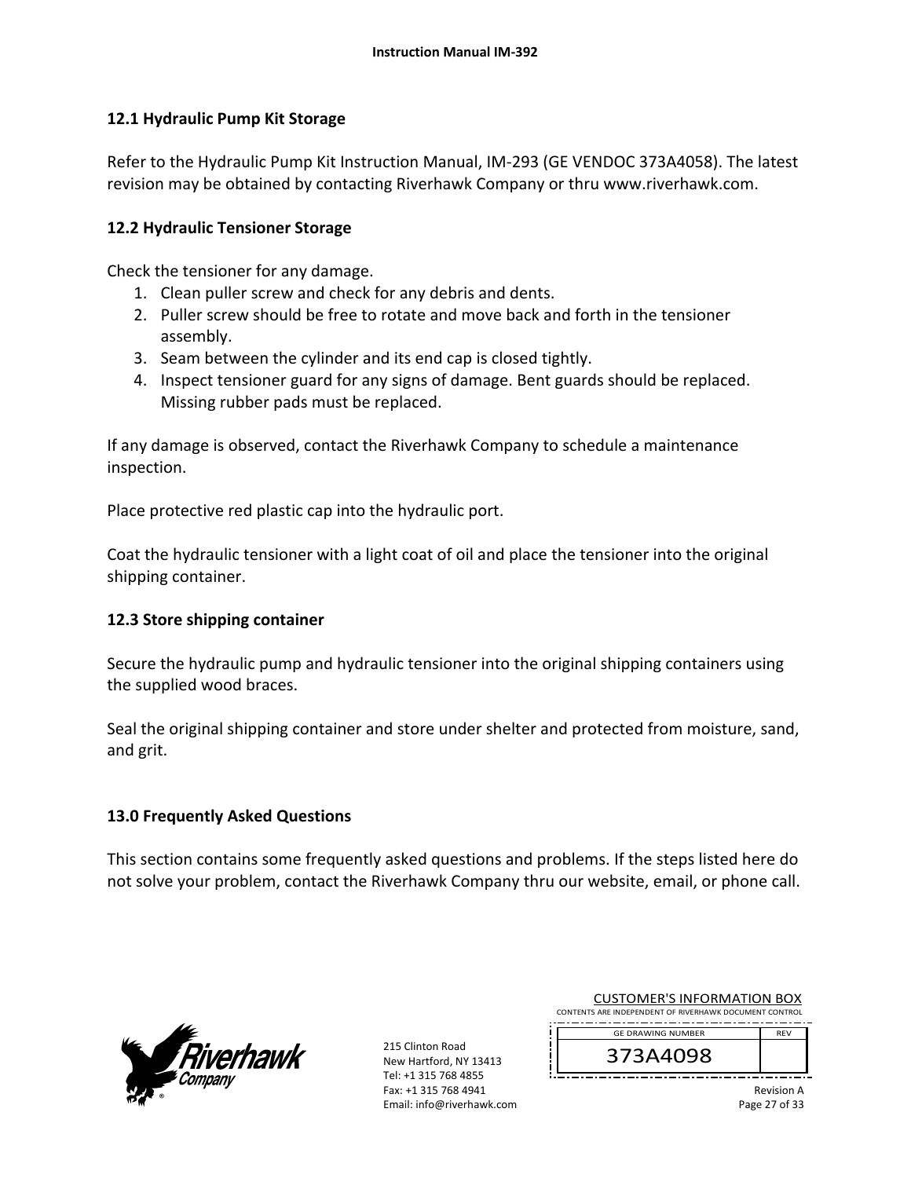## 12.1 Hydraulic Pump Kit Storage

Refer to the Hydraulic Pump Kit Instruction Manual, IM-293 (GE VENDOC 373A4058). The latest revision may be obtained by contacting Riverhawk Company or thru www.riverhawk.com.

## 12.2 Hydraulic Tensioner Storage

Check the tensioner for any damage.

1. Clean puller screw and check for any debris and dents.
2. Puller screw should be free to rotate and move back and forth in the tensioner assembly.
3. Seam between the cylinder and its end cap is closed tightly.
4. Inspect tensioner guard for any signs of damage. Bent guards should be replaced. Missing rubber pads must be replaced.

If any damage is observed, contact the Riverhawk Company to schedule a maintenance inspection.

Place protective red plastic cap into the hydraulic port.

Coat the hydraulic tensioner with a light coat of oil and place the tensioner into the original shipping container.

## 12.3 Store shipping container

Secure the hydraulic pump and hydraulic tensioner into the original shipping containers using the supplied wood braces.

Seal the original shipping container and store under shelter and protected from moisture, sand, and grit.

# 13.0 Frequently Asked Questions

This section contains some frequently asked questions and problems. If the steps listed here do not solve your problem, contact the Riverhawk Company thru our website, email, or phone call.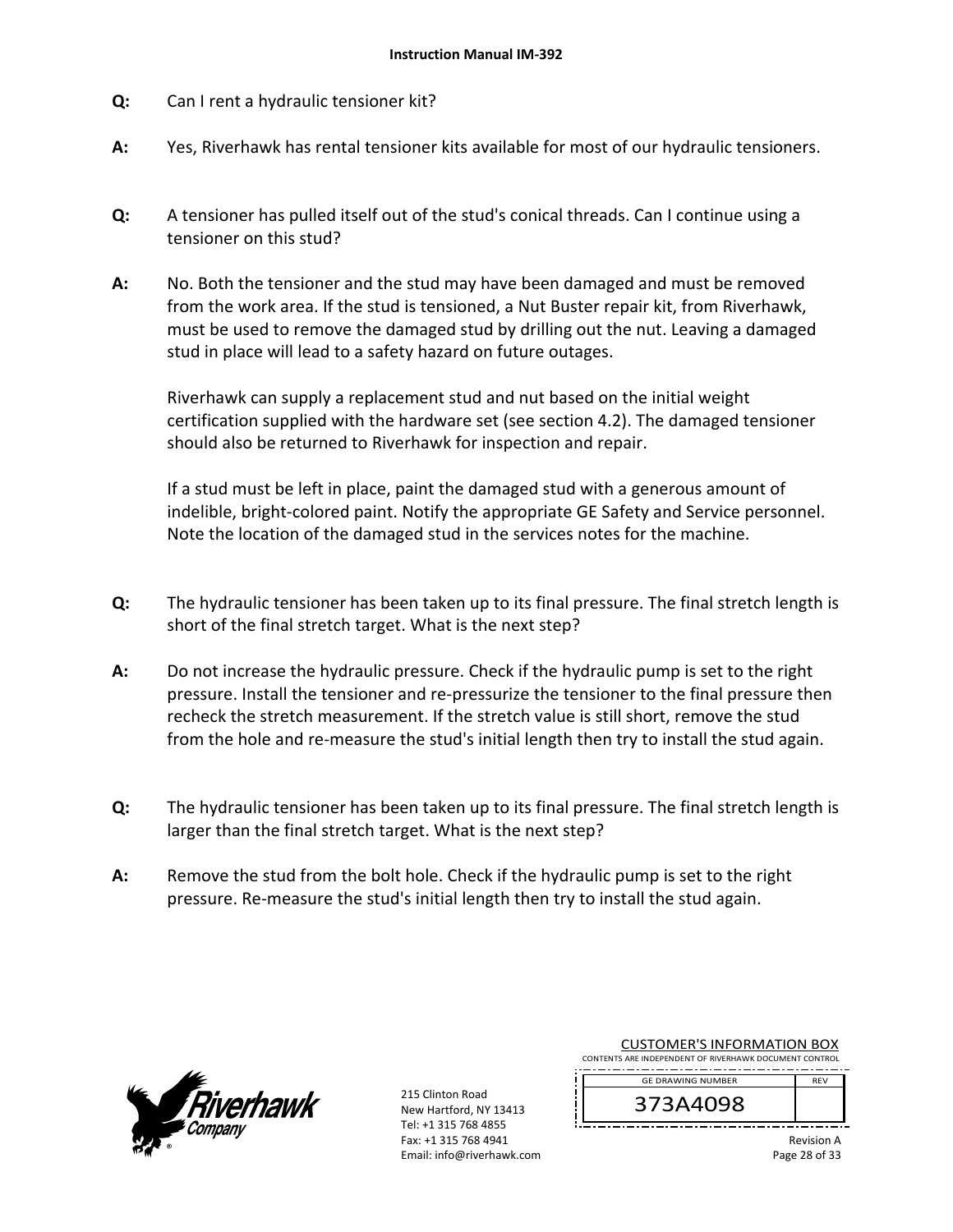**Q:** Can I rent a hydraulic tensioner kit?

**A:** Yes, Riverhawk has rental tensioner kits available for most of our hydraulic tensioners.

**Q:** A tensioner has pulled itself out of the stud's conical threads. Can I continue using a tensioner on this stud?

**A:** No. Both the tensioner and the stud may have been damaged and must be removed from the work area. If the stud is tensioned, a Nut Buster repair kit, from Riverhawk, must be used to remove the damaged stud by drilling out the nut. Leaving a damaged stud in place will lead to a safety hazard on future outages.

Riverhawk can supply a replacement stud and nut based on the initial weight certification supplied with the hardware set (see section 4.2). The damaged tensioner should also be returned to Riverhawk for inspection and repair.

If a stud must be left in place, paint the damaged stud with a generous amount of indelible, bright-colored paint. Notify the appropriate GE Safety and Service personnel. Note the location of the damaged stud in the services notes for the machine.

**Q:** The hydraulic tensioner has been taken up to its final pressure. The final stretch length is short of the final stretch target. What is the next step?

**A:** Do not increase the hydraulic pressure. Check if the hydraulic pump is set to the right pressure. Install the tensioner and re-pressurize the tensioner to the final pressure then recheck the stretch measurement. If the stretch value is still short, remove the stud from the hole and re-measure the stud's initial length then try to install the stud again.

**Q:** The hydraulic tensioner has been taken up to its final pressure. The final stretch length is larger than the final stretch target. What is the next step?

**A:** Remove the stud from the bolt hole. Check if the hydraulic pump is set to the right pressure. Re-measure the stud's initial length then try to install the stud again.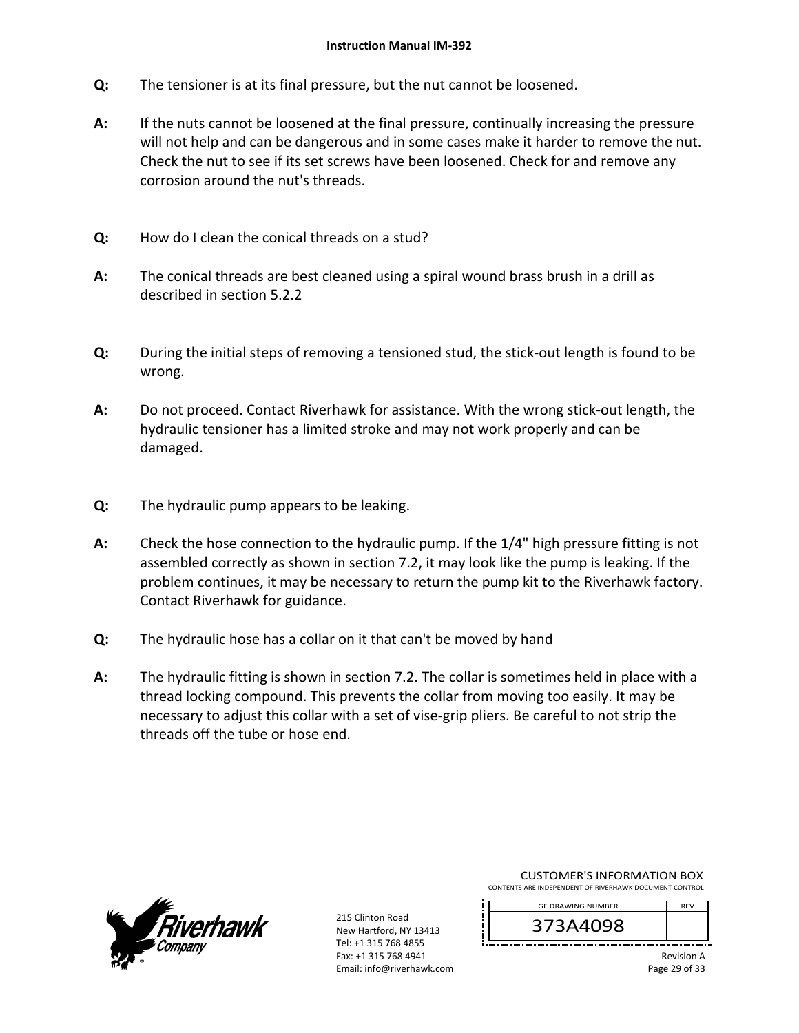**Q:** The tensioner is at its final pressure, but the nut cannot be loosened.

**A:** If the nuts cannot be loosened at the final pressure, continually increasing the pressure will not help and can be dangerous and in some cases make it harder to remove the nut. Check the nut to see if its set screws have been loosened. Check for and remove any corrosion around the nut's threads.

**Q:** How do I clean the conical threads on a stud?

**A:** The conical threads are best cleaned using a spiral wound brass brush in a drill as described in section 5.2.2

**Q:** During the initial steps of removing a tensioned stud, the stick-out length is found to be wrong.

**A:** Do not proceed. Contact Riverhawk for assistance. With the wrong stick-out length, the hydraulic tensioner has a limited stroke and may not work properly and can be damaged.

**Q:** The hydraulic pump appears to be leaking.

**A:** Check the hose connection to the hydraulic pump. If the 1/4" high pressure fitting is not assembled correctly as shown in section 7.2, it may look like the pump is leaking. If the problem continues, it may be necessary to return the pump kit to the Riverhawk factory. Contact Riverhawk for guidance.

**Q:** The hydraulic hose has a collar on it that can't be moved by hand

**A:** The hydraulic fitting is shown in section 7.2. The collar is sometimes held in place with a thread locking compound. This prevents the collar from moving too easily. It may be necessary to adjust this collar with a set of vise-grip pliers. Be careful to not strip the threads off the tube or hose end.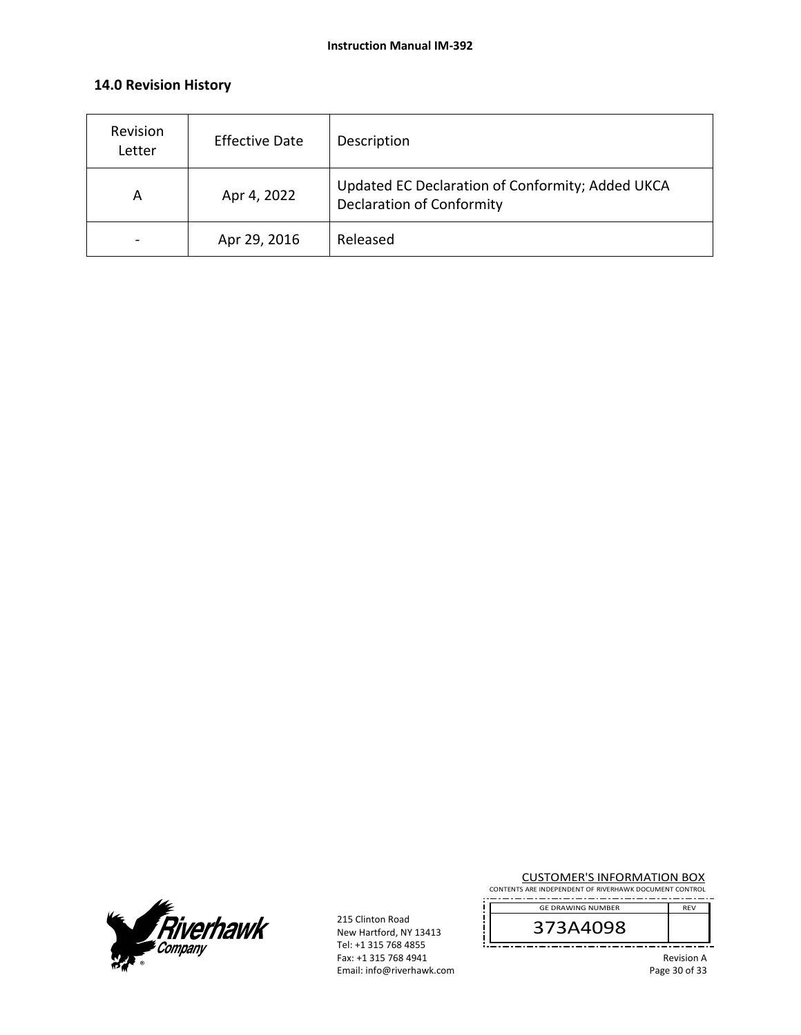## 14.0 Revision History

| Revision Letter | Effective Date | Description |
|---|---|---|
| A | Apr 4, 2022 | Updated EC Declaration of Conformity; Added UKCA Declaration of Conformity |
| - | Apr 29, 2016 | Released |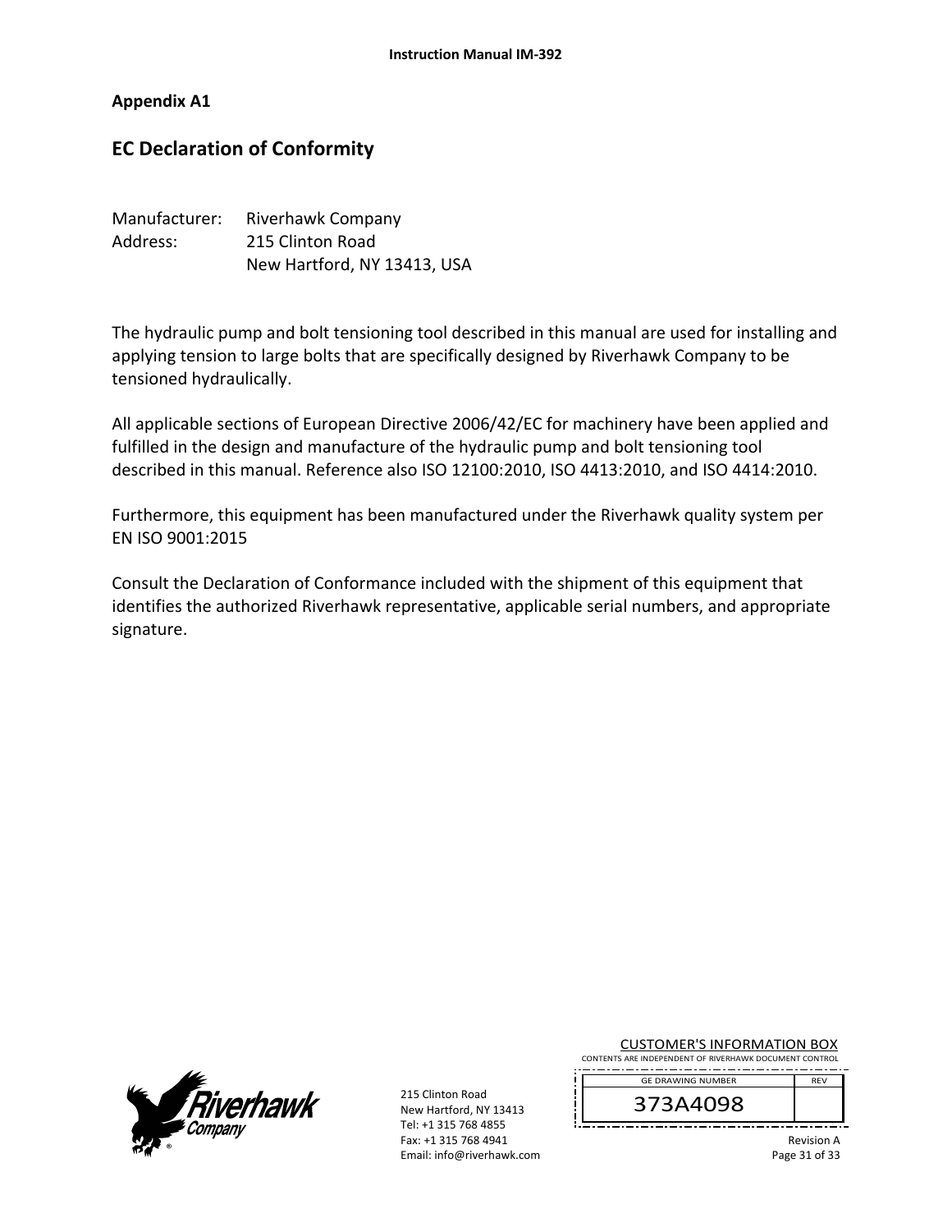## Appendix A1

# EC Declaration of Conformity

Manufacturer: Riverhawk Company
Address: 215 Clinton Road
New Hartford, NY 13413, USA

The hydraulic pump and bolt tensioning tool described in this manual are used for installing and applying tension to large bolts that are specifically designed by Riverhawk Company to be tensioned hydraulically.

All applicable sections of European Directive 2006/42/EC for machinery have been applied and fulfilled in the design and manufacture of the hydraulic pump and bolt tensioning tool described in this manual. Reference also ISO 12100:2010, ISO 4413:2010, and ISO 4414:2010.

Furthermore, this equipment has been manufactured under the Riverhawk quality system per EN ISO 9001:2015

Consult the Declaration of Conformance included with the shipment of this equipment that identifies the authorized Riverhawk representative, applicable serial numbers, and appropriate signature.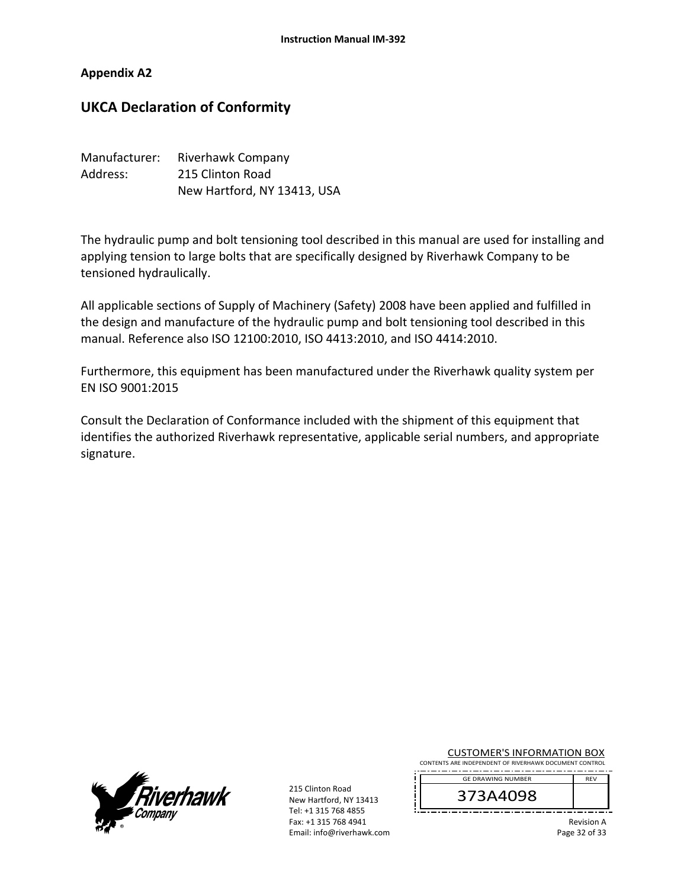## Appendix A2

# UKCA Declaration of Conformity

Manufacturer: Riverhawk Company
Address: 215 Clinton Road
New Hartford, NY 13413, USA

The hydraulic pump and bolt tensioning tool described in this manual are used for installing and applying tension to large bolts that are specifically designed by Riverhawk Company to be tensioned hydraulically.

All applicable sections of Supply of Machinery (Safety) 2008 have been applied and fulfilled in the design and manufacture of the hydraulic pump and bolt tensioning tool described in this manual. Reference also ISO 12100:2010, ISO 4413:2010, and ISO 4414:2010.

Furthermore, this equipment has been manufactured under the Riverhawk quality system per EN ISO 9001:2015

Consult the Declaration of Conformance included with the shipment of this equipment that identifies the authorized Riverhawk representative, applicable serial numbers, and appropriate signature.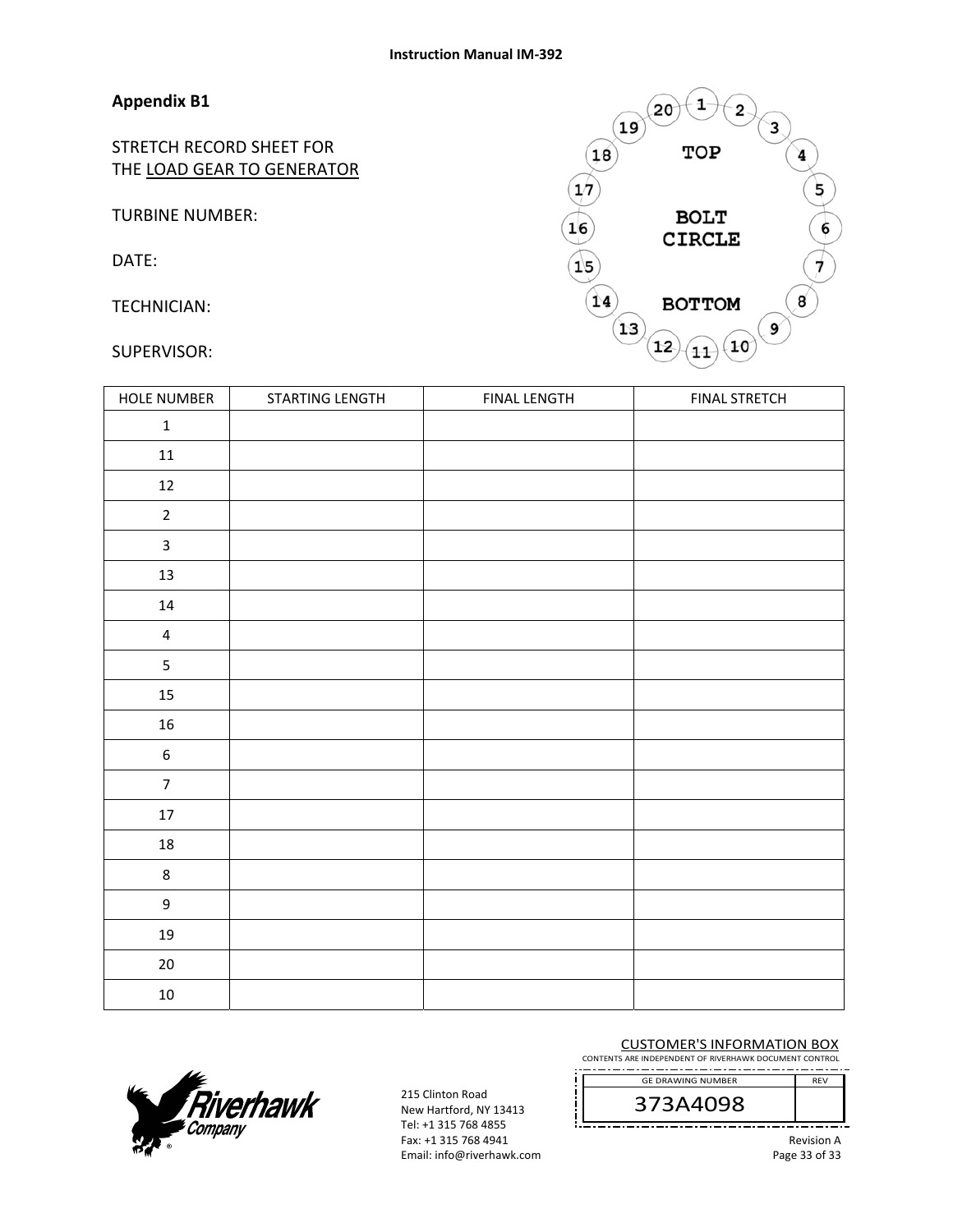## Appendix B1

STRETCH RECORD SHEET FOR
THE LOAD GEAR TO GENERATOR

TURBINE NUMBER:

DATE:

TECHNICIAN:

SUPERVISOR:

TOP

BOLT
CIRCLE

BOTTOM

1 2 3 4 5 6 7 8 9 10 11 12 13 14 15 16 17 18 19 20

| HOLE NUMBER | STARTING LENGTH | FINAL LENGTH | FINAL STRETCH |
|---|---|---|---|
| 1 | | | |
| 11 | | | |
| 12 | | | |
| 2 | | | |
| 3 | | | |
| 13 | | | |
| 14 | | | |
| 4 | | | |
| 5 | | | |
| 15 | | | |
| 16 | | | |
| 6 | | | |
| 7 | | | |
| 17 | | | |
| 18 | | | |
| 8 | | | |
| 9 | | | |
| 19 | | | |
| 20 | | | |
| 10 | | | |

Riverhawk Company

215 Clinton Road
New Hartford, NY 13413
Tel: +1 315 768 4855
Fax: +1 315 768 4941
Email: info@riverhawk.com

CUSTOMER'S INFORMATION BOX
CONTENTS ARE INDEPENDENT OF RIVERHAWK DOCUMENT CONTROL

| GE DRAWING NUMBER | REV |
|---|---|
| 373A4098 | |

Revision A